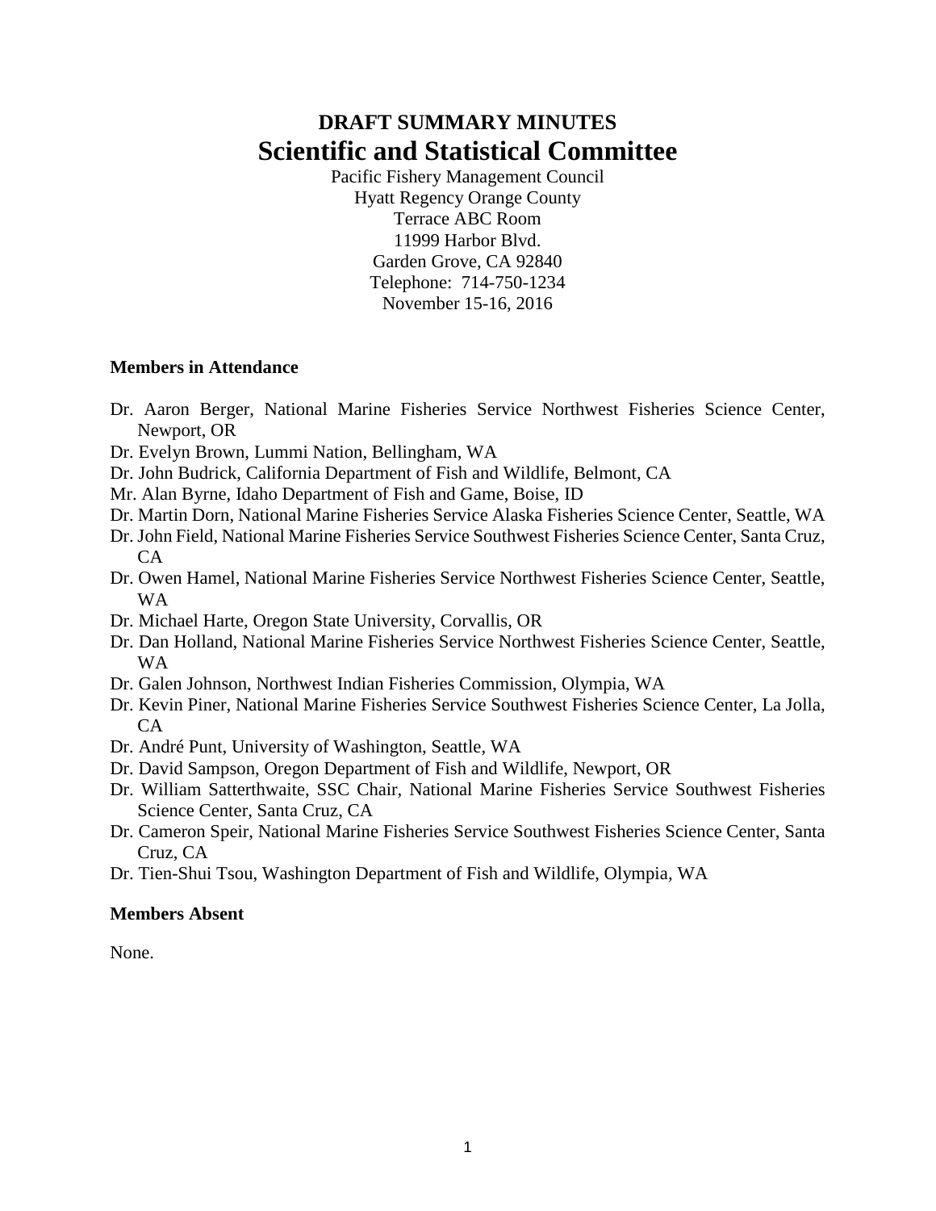# DRAFT SUMMARY MINUTES

# Scientific and Statistical Committee

Pacific Fishery Management Council
Hyatt Regency Orange County
Terrace ABC Room
11999 Harbor Blvd.
Garden Grove, CA 92840
Telephone: 714-750-1234
November 15-16, 2016

**Members in Attendance**

- Dr. Aaron Berger, National Marine Fisheries Service Northwest Fisheries Science Center, Newport, OR
- Dr. Evelyn Brown, Lummi Nation, Bellingham, WA
- Dr. John Budrick, California Department of Fish and Wildlife, Belmont, CA
- Mr. Alan Byrne, Idaho Department of Fish and Game, Boise, ID
- Dr. Martin Dorn, National Marine Fisheries Service Alaska Fisheries Science Center, Seattle, WA
- Dr. John Field, National Marine Fisheries Service Southwest Fisheries Science Center, Santa Cruz, CA
- Dr. Owen Hamel, National Marine Fisheries Service Northwest Fisheries Science Center, Seattle, WA
- Dr. Michael Harte, Oregon State University, Corvallis, OR
- Dr. Dan Holland, National Marine Fisheries Service Northwest Fisheries Science Center, Seattle, WA
- Dr. Galen Johnson, Northwest Indian Fisheries Commission, Olympia, WA
- Dr. Kevin Piner, National Marine Fisheries Service Southwest Fisheries Science Center, La Jolla, CA
- Dr. André Punt, University of Washington, Seattle, WA
- Dr. David Sampson, Oregon Department of Fish and Wildlife, Newport, OR
- Dr. William Satterthwaite, SSC Chair, National Marine Fisheries Service Southwest Fisheries Science Center, Santa Cruz, CA
- Dr. Cameron Speir, National Marine Fisheries Service Southwest Fisheries Science Center, Santa Cruz, CA
- Dr. Tien-Shui Tsou, Washington Department of Fish and Wildlife, Olympia, WA

**Members Absent**

None.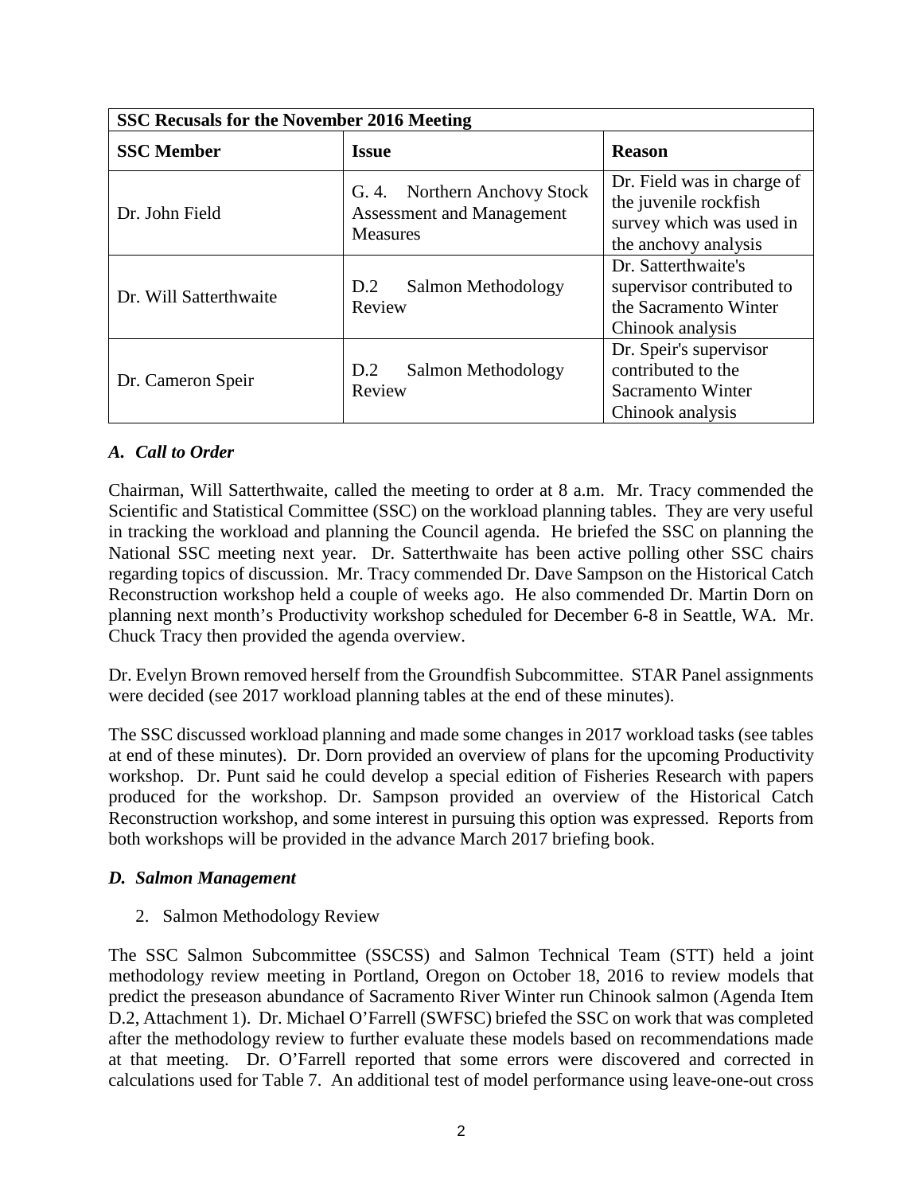| SSC Recusals for the November 2016 Meeting | | |
|---|---|---|
| **SSC Member** | **Issue** | **Reason** |
| Dr. John Field | G. 4. Northern Anchovy Stock Assessment and Management Measures | Dr. Field was in charge of the juvenile rockfish survey which was used in the anchovy analysis |
| Dr. Will Satterthwaite | D.2 Salmon Methodology Review | Dr. Satterthwaite's supervisor contributed to the Sacramento Winter Chinook analysis |
| Dr. Cameron Speir | D.2 Salmon Methodology Review | Dr. Speir's supervisor contributed to the Sacramento Winter Chinook analysis |

### *A. Call to Order*

Chairman, Will Satterthwaite, called the meeting to order at 8 a.m. Mr. Tracy commended the Scientific and Statistical Committee (SSC) on the workload planning tables. They are very useful in tracking the workload and planning the Council agenda. He briefed the SSC on planning the National SSC meeting next year. Dr. Satterthwaite has been active polling other SSC chairs regarding topics of discussion. Mr. Tracy commended Dr. Dave Sampson on the Historical Catch Reconstruction workshop held a couple of weeks ago. He also commended Dr. Martin Dorn on planning next month's Productivity workshop scheduled for December 6-8 in Seattle, WA. Mr. Chuck Tracy then provided the agenda overview.

Dr. Evelyn Brown removed herself from the Groundfish Subcommittee. STAR Panel assignments were decided (see 2017 workload planning tables at the end of these minutes).

The SSC discussed workload planning and made some changes in 2017 workload tasks (see tables at end of these minutes). Dr. Dorn provided an overview of plans for the upcoming Productivity workshop. Dr. Punt said he could develop a special edition of Fisheries Research with papers produced for the workshop. Dr. Sampson provided an overview of the Historical Catch Reconstruction workshop, and some interest in pursuing this option was expressed. Reports from both workshops will be provided in the advance March 2017 briefing book.

### *D. Salmon Management*

2. Salmon Methodology Review

The SSC Salmon Subcommittee (SSCSS) and Salmon Technical Team (STT) held a joint methodology review meeting in Portland, Oregon on October 18, 2016 to review models that predict the preseason abundance of Sacramento River Winter run Chinook salmon (Agenda Item D.2, Attachment 1). Dr. Michael O'Farrell (SWFSC) briefed the SSC on work that was completed after the methodology review to further evaluate these models based on recommendations made at that meeting. Dr. O'Farrell reported that some errors were discovered and corrected in calculations used for Table 7. An additional test of model performance using leave-one-out cross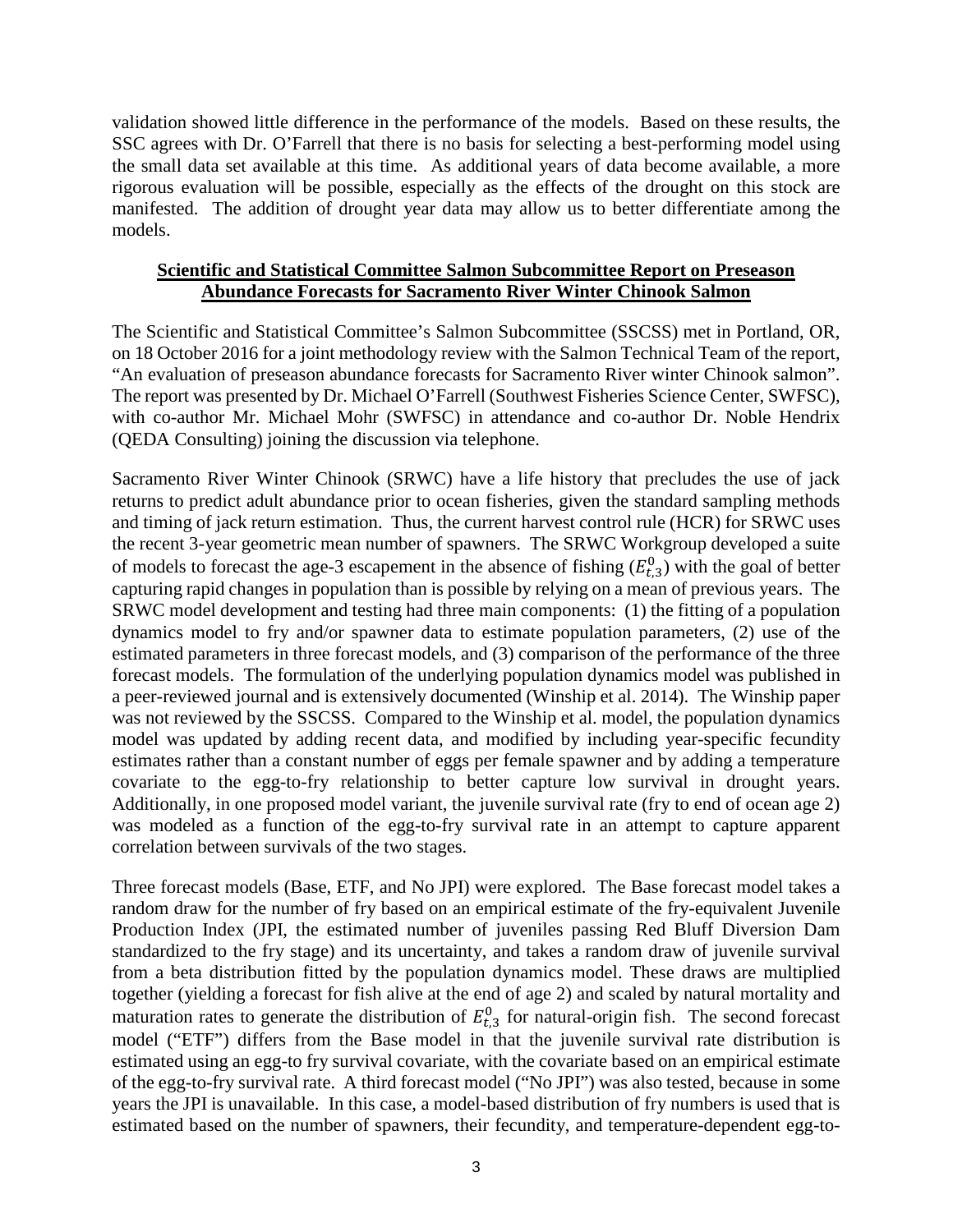validation showed little difference in the performance of the models. Based on these results, the SSC agrees with Dr. O'Farrell that there is no basis for selecting a best-performing model using the small data set available at this time. As additional years of data become available, a more rigorous evaluation will be possible, especially as the effects of the drought on this stock are manifested. The addition of drought year data may allow us to better differentiate among the models.

## Scientific and Statistical Committee Salmon Subcommittee Report on Preseason Abundance Forecasts for Sacramento River Winter Chinook Salmon

The Scientific and Statistical Committee's Salmon Subcommittee (SSCSS) met in Portland, OR, on 18 October 2016 for a joint methodology review with the Salmon Technical Team of the report, "An evaluation of preseason abundance forecasts for Sacramento River winter Chinook salmon". The report was presented by Dr. Michael O'Farrell (Southwest Fisheries Science Center, SWFSC), with co-author Mr. Michael Mohr (SWFSC) in attendance and co-author Dr. Noble Hendrix (QEDA Consulting) joining the discussion via telephone.

Sacramento River Winter Chinook (SRWC) have a life history that precludes the use of jack returns to predict adult abundance prior to ocean fisheries, given the standard sampling methods and timing of jack return estimation. Thus, the current harvest control rule (HCR) for SRWC uses the recent 3-year geometric mean number of spawners. The SRWC Workgroup developed a suite of models to forecast the age-3 escapement in the absence of fishing ($E^0_{t,3}$) with the goal of better capturing rapid changes in population than is possible by relying on a mean of previous years. The SRWC model development and testing had three main components: (1) the fitting of a population dynamics model to fry and/or spawner data to estimate population parameters, (2) use of the estimated parameters in three forecast models, and (3) comparison of the performance of the three forecast models. The formulation of the underlying population dynamics model was published in a peer-reviewed journal and is extensively documented (Winship et al. 2014). The Winship paper was not reviewed by the SSCSS. Compared to the Winship et al. model, the population dynamics model was updated by adding recent data, and modified by including year-specific fecundity estimates rather than a constant number of eggs per female spawner and by adding a temperature covariate to the egg-to-fry relationship to better capture low survival in drought years. Additionally, in one proposed model variant, the juvenile survival rate (fry to end of ocean age 2) was modeled as a function of the egg-to-fry survival rate in an attempt to capture apparent correlation between survivals of the two stages.

Three forecast models (Base, ETF, and No JPI) were explored. The Base forecast model takes a random draw for the number of fry based on an empirical estimate of the fry-equivalent Juvenile Production Index (JPI, the estimated number of juveniles passing Red Bluff Diversion Dam standardized to the fry stage) and its uncertainty, and takes a random draw of juvenile survival from a beta distribution fitted by the population dynamics model. These draws are multiplied together (yielding a forecast for fish alive at the end of age 2) and scaled by natural mortality and maturation rates to generate the distribution of $E^0_{t,3}$ for natural-origin fish. The second forecast model ("ETF") differs from the Base model in that the juvenile survival rate distribution is estimated using an egg-to fry survival covariate, with the covariate based on an empirical estimate of the egg-to-fry survival rate. A third forecast model ("No JPI") was also tested, because in some years the JPI is unavailable. In this case, a model-based distribution of fry numbers is used that is estimated based on the number of spawners, their fecundity, and temperature-dependent egg-to-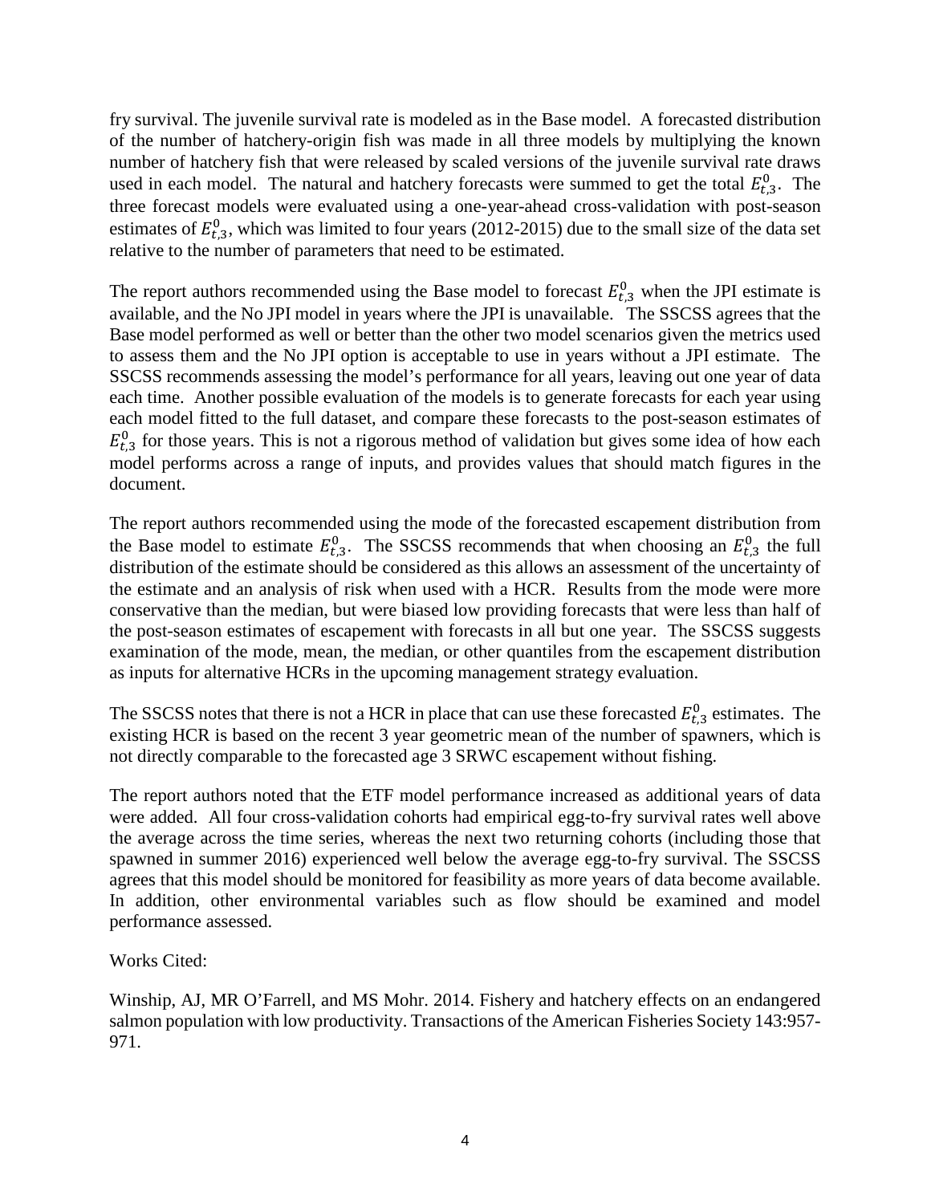fry survival. The juvenile survival rate is modeled as in the Base model. A forecasted distribution of the number of hatchery-origin fish was made in all three models by multiplying the known number of hatchery fish that were released by scaled versions of the juvenile survival rate draws used in each model. The natural and hatchery forecasts were summed to get the total $E^0_{t,3}$. The three forecast models were evaluated using a one-year-ahead cross-validation with post-season estimates of $E^0_{t,3}$, which was limited to four years (2012-2015) due to the small size of the data set relative to the number of parameters that need to be estimated.

The report authors recommended using the Base model to forecast $E^0_{t,3}$ when the JPI estimate is available, and the No JPI model in years where the JPI is unavailable. The SSCSS agrees that the Base model performed as well or better than the other two model scenarios given the metrics used to assess them and the No JPI option is acceptable to use in years without a JPI estimate. The SSCSS recommends assessing the model's performance for all years, leaving out one year of data each time. Another possible evaluation of the models is to generate forecasts for each year using each model fitted to the full dataset, and compare these forecasts to the post-season estimates of $E^0_{t,3}$ for those years. This is not a rigorous method of validation but gives some idea of how each model performs across a range of inputs, and provides values that should match figures in the document.

The report authors recommended using the mode of the forecasted escapement distribution from the Base model to estimate $E^0_{t,3}$. The SSCSS recommends that when choosing an $E^0_{t,3}$ the full distribution of the estimate should be considered as this allows an assessment of the uncertainty of the estimate and an analysis of risk when used with a HCR. Results from the mode were more conservative than the median, but were biased low providing forecasts that were less than half of the post-season estimates of escapement with forecasts in all but one year. The SSCSS suggests examination of the mode, mean, the median, or other quantiles from the escapement distribution as inputs for alternative HCRs in the upcoming management strategy evaluation.

The SSCSS notes that there is not a HCR in place that can use these forecasted $E^0_{t,3}$ estimates. The existing HCR is based on the recent 3 year geometric mean of the number of spawners, which is not directly comparable to the forecasted age 3 SRWC escapement without fishing.

The report authors noted that the ETF model performance increased as additional years of data were added. All four cross-validation cohorts had empirical egg-to-fry survival rates well above the average across the time series, whereas the next two returning cohorts (including those that spawned in summer 2016) experienced well below the average egg-to-fry survival. The SSCSS agrees that this model should be monitored for feasibility as more years of data become available. In addition, other environmental variables such as flow should be examined and model performance assessed.

Works Cited:

Winship, AJ, MR O'Farrell, and MS Mohr. 2014. Fishery and hatchery effects on an endangered salmon population with low productivity. Transactions of the American Fisheries Society 143:957-971.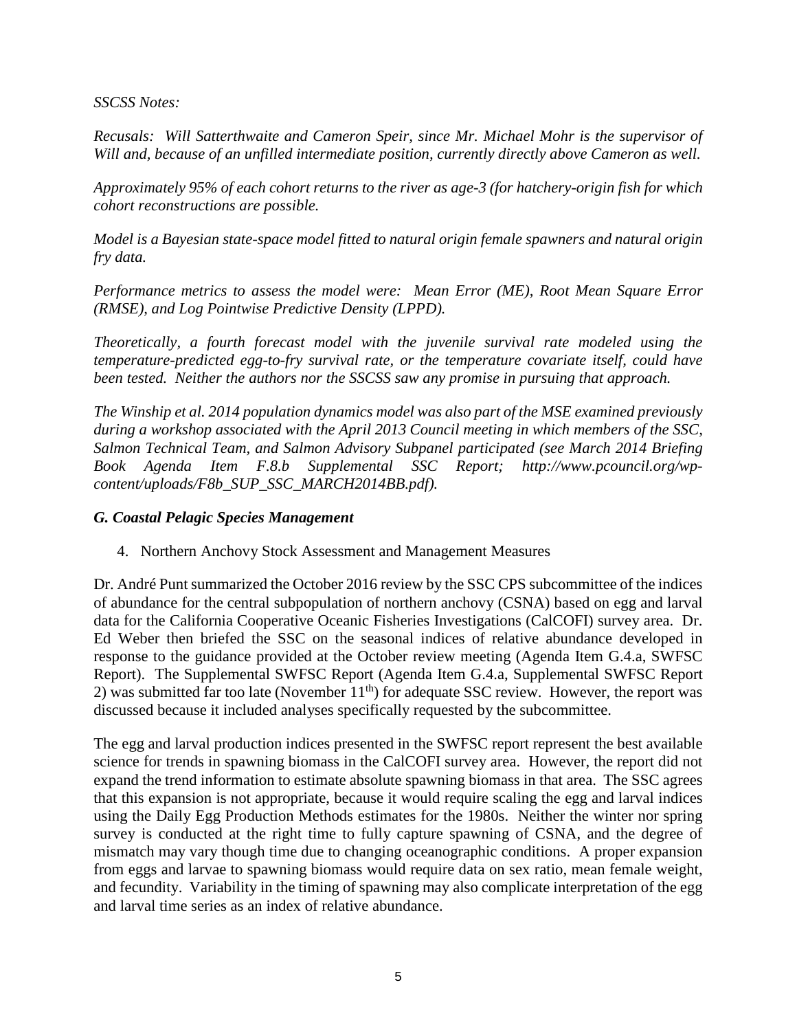*SSCSS Notes:*

*Recusals: Will Satterthwaite and Cameron Speir, since Mr. Michael Mohr is the supervisor of Will and, because of an unfilled intermediate position, currently directly above Cameron as well.*

*Approximately 95% of each cohort returns to the river as age-3 (for hatchery-origin fish for which cohort reconstructions are possible.*

*Model is a Bayesian state-space model fitted to natural origin female spawners and natural origin fry data.*

*Performance metrics to assess the model were: Mean Error (ME), Root Mean Square Error (RMSE), and Log Pointwise Predictive Density (LPPD).*

*Theoretically, a fourth forecast model with the juvenile survival rate modeled using the temperature-predicted egg-to-fry survival rate, or the temperature covariate itself, could have been tested. Neither the authors nor the SSCSS saw any promise in pursuing that approach.*

*The Winship et al. 2014 population dynamics model was also part of the MSE examined previously during a workshop associated with the April 2013 Council meeting in which members of the SSC, Salmon Technical Team, and Salmon Advisory Subpanel participated (see March 2014 Briefing Book Agenda Item F.8.b Supplemental SSC Report; http://www.pcouncil.org/wp-content/uploads/F8b_SUP_SSC_MARCH2014BB.pdf).*

## *G. Coastal Pelagic Species Management*

4. Northern Anchovy Stock Assessment and Management Measures

Dr. André Punt summarized the October 2016 review by the SSC CPS subcommittee of the indices of abundance for the central subpopulation of northern anchovy (CSNA) based on egg and larval data for the California Cooperative Oceanic Fisheries Investigations (CalCOFI) survey area. Dr. Ed Weber then briefed the SSC on the seasonal indices of relative abundance developed in response to the guidance provided at the October review meeting (Agenda Item G.4.a, SWFSC Report). The Supplemental SWFSC Report (Agenda Item G.4.a, Supplemental SWFSC Report 2) was submitted far too late (November 11th) for adequate SSC review. However, the report was discussed because it included analyses specifically requested by the subcommittee.

The egg and larval production indices presented in the SWFSC report represent the best available science for trends in spawning biomass in the CalCOFI survey area. However, the report did not expand the trend information to estimate absolute spawning biomass in that area. The SSC agrees that this expansion is not appropriate, because it would require scaling the egg and larval indices using the Daily Egg Production Methods estimates for the 1980s. Neither the winter nor spring survey is conducted at the right time to fully capture spawning of CSNA, and the degree of mismatch may vary though time due to changing oceanographic conditions. A proper expansion from eggs and larvae to spawning biomass would require data on sex ratio, mean female weight, and fecundity. Variability in the timing of spawning may also complicate interpretation of the egg and larval time series as an index of relative abundance.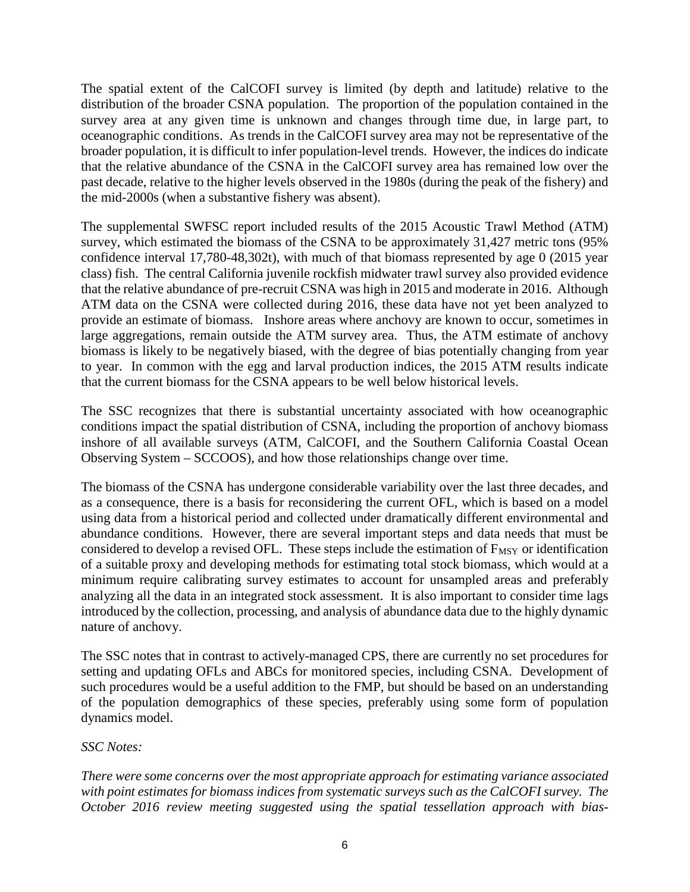The spatial extent of the CalCOFI survey is limited (by depth and latitude) relative to the distribution of the broader CSNA population. The proportion of the population contained in the survey area at any given time is unknown and changes through time due, in large part, to oceanographic conditions. As trends in the CalCOFI survey area may not be representative of the broader population, it is difficult to infer population-level trends. However, the indices do indicate that the relative abundance of the CSNA in the CalCOFI survey area has remained low over the past decade, relative to the higher levels observed in the 1980s (during the peak of the fishery) and the mid-2000s (when a substantive fishery was absent).

The supplemental SWFSC report included results of the 2015 Acoustic Trawl Method (ATM) survey, which estimated the biomass of the CSNA to be approximately 31,427 metric tons (95% confidence interval 17,780-48,302t), with much of that biomass represented by age 0 (2015 year class) fish. The central California juvenile rockfish midwater trawl survey also provided evidence that the relative abundance of pre-recruit CSNA was high in 2015 and moderate in 2016. Although ATM data on the CSNA were collected during 2016, these data have not yet been analyzed to provide an estimate of biomass. Inshore areas where anchovy are known to occur, sometimes in large aggregations, remain outside the ATM survey area. Thus, the ATM estimate of anchovy biomass is likely to be negatively biased, with the degree of bias potentially changing from year to year. In common with the egg and larval production indices, the 2015 ATM results indicate that the current biomass for the CSNA appears to be well below historical levels.

The SSC recognizes that there is substantial uncertainty associated with how oceanographic conditions impact the spatial distribution of CSNA, including the proportion of anchovy biomass inshore of all available surveys (ATM, CalCOFI, and the Southern California Coastal Ocean Observing System – SCCOOS), and how those relationships change over time.

The biomass of the CSNA has undergone considerable variability over the last three decades, and as a consequence, there is a basis for reconsidering the current OFL, which is based on a model using data from a historical period and collected under dramatically different environmental and abundance conditions. However, there are several important steps and data needs that must be considered to develop a revised OFL. These steps include the estimation of $F_{MSY}$ or identification of a suitable proxy and developing methods for estimating total stock biomass, which would at a minimum require calibrating survey estimates to account for unsampled areas and preferably analyzing all the data in an integrated stock assessment. It is also important to consider time lags introduced by the collection, processing, and analysis of abundance data due to the highly dynamic nature of anchovy.

The SSC notes that in contrast to actively-managed CPS, there are currently no set procedures for setting and updating OFLs and ABCs for monitored species, including CSNA. Development of such procedures would be a useful addition to the FMP, but should be based on an understanding of the population demographics of these species, preferably using some form of population dynamics model.

*SSC Notes:*

*There were some concerns over the most appropriate approach for estimating variance associated with point estimates for biomass indices from systematic surveys such as the CalCOFI survey. The October 2016 review meeting suggested using the spatial tessellation approach with bias-*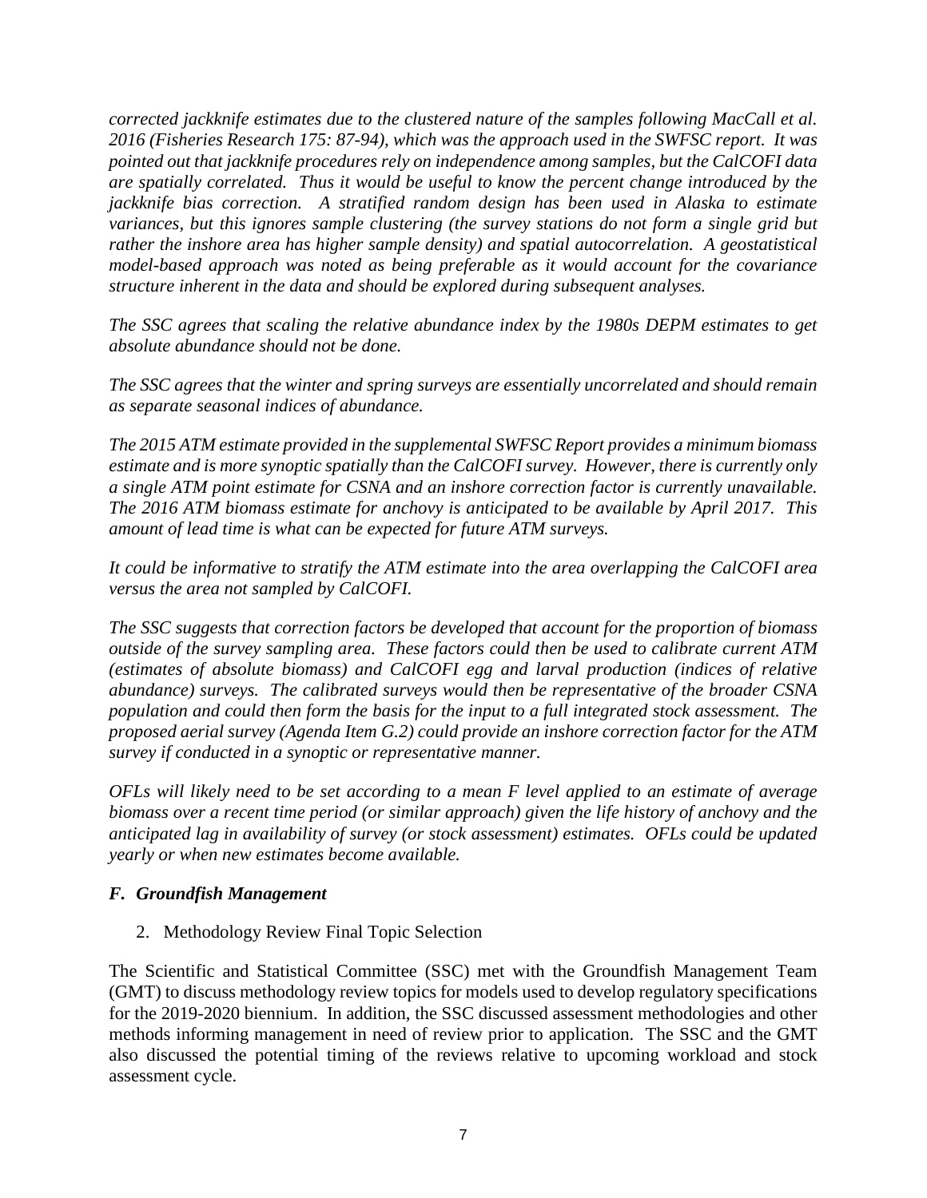*corrected jackknife estimates due to the clustered nature of the samples following MacCall et al. 2016 (Fisheries Research 175: 87-94), which was the approach used in the SWFSC report. It was pointed out that jackknife procedures rely on independence among samples, but the CalCOFI data are spatially correlated. Thus it would be useful to know the percent change introduced by the jackknife bias correction. A stratified random design has been used in Alaska to estimate variances, but this ignores sample clustering (the survey stations do not form a single grid but rather the inshore area has higher sample density) and spatial autocorrelation. A geostatistical model-based approach was noted as being preferable as it would account for the covariance structure inherent in the data and should be explored during subsequent analyses.*

*The SSC agrees that scaling the relative abundance index by the 1980s DEPM estimates to get absolute abundance should not be done.*

*The SSC agrees that the winter and spring surveys are essentially uncorrelated and should remain as separate seasonal indices of abundance.*

*The 2015 ATM estimate provided in the supplemental SWFSC Report provides a minimum biomass estimate and is more synoptic spatially than the CalCOFI survey. However, there is currently only a single ATM point estimate for CSNA and an inshore correction factor is currently unavailable. The 2016 ATM biomass estimate for anchovy is anticipated to be available by April 2017. This amount of lead time is what can be expected for future ATM surveys.*

*It could be informative to stratify the ATM estimate into the area overlapping the CalCOFI area versus the area not sampled by CalCOFI.*

*The SSC suggests that correction factors be developed that account for the proportion of biomass outside of the survey sampling area. These factors could then be used to calibrate current ATM (estimates of absolute biomass) and CalCOFI egg and larval production (indices of relative abundance) surveys. The calibrated surveys would then be representative of the broader CSNA population and could then form the basis for the input to a full integrated stock assessment. The proposed aerial survey (Agenda Item G.2) could provide an inshore correction factor for the ATM survey if conducted in a synoptic or representative manner.*

*OFLs will likely need to be set according to a mean F level applied to an estimate of average biomass over a recent time period (or similar approach) given the life history of anchovy and the anticipated lag in availability of survey (or stock assessment) estimates. OFLs could be updated yearly or when new estimates become available.*

### *F. Groundfish Management*

2. Methodology Review Final Topic Selection

The Scientific and Statistical Committee (SSC) met with the Groundfish Management Team (GMT) to discuss methodology review topics for models used to develop regulatory specifications for the 2019-2020 biennium. In addition, the SSC discussed assessment methodologies and other methods informing management in need of review prior to application. The SSC and the GMT also discussed the potential timing of the reviews relative to upcoming workload and stock assessment cycle.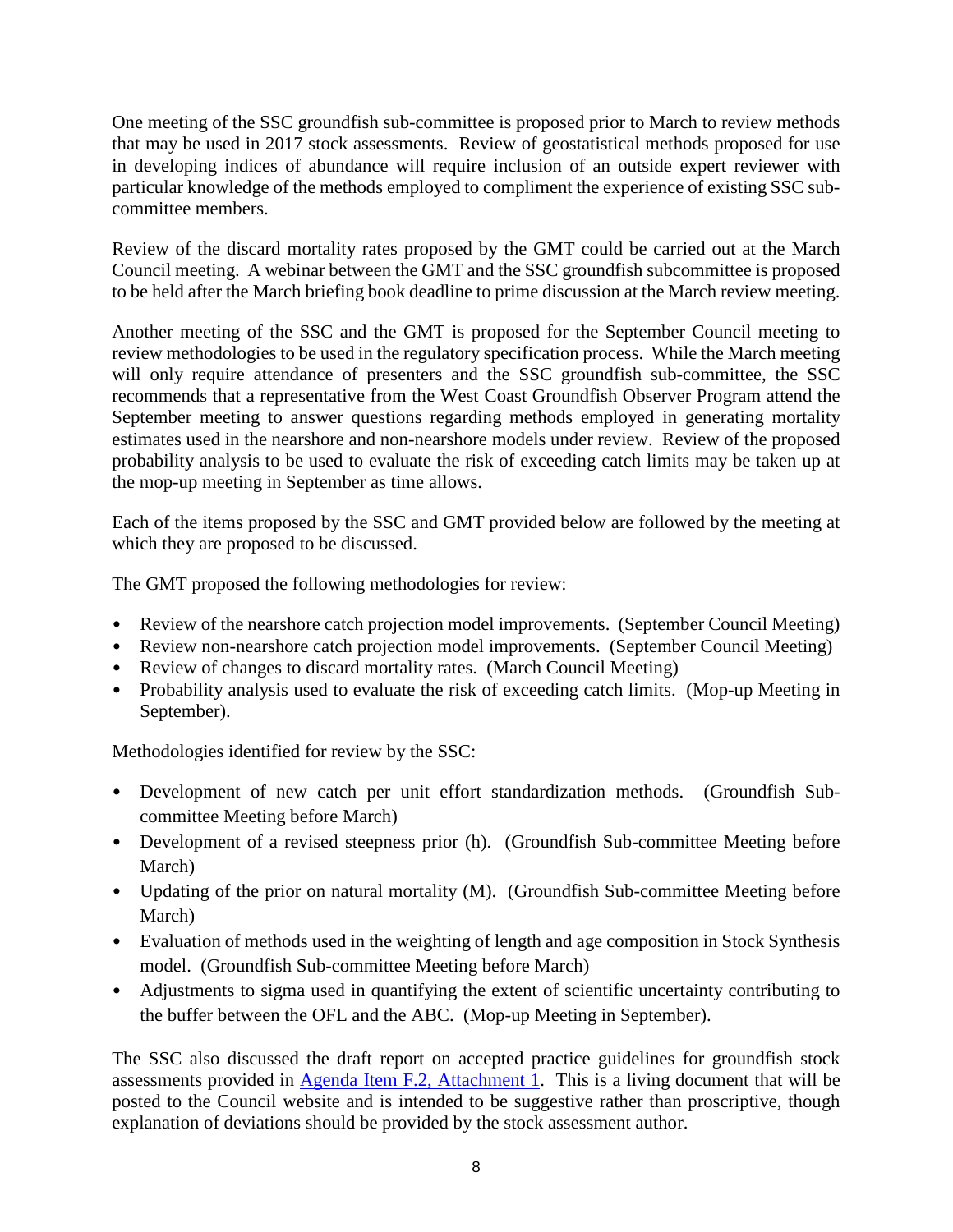One meeting of the SSC groundfish sub-committee is proposed prior to March to review methods that may be used in 2017 stock assessments. Review of geostatistical methods proposed for use in developing indices of abundance will require inclusion of an outside expert reviewer with particular knowledge of the methods employed to compliment the experience of existing SSC sub-committee members.

Review of the discard mortality rates proposed by the GMT could be carried out at the March Council meeting. A webinar between the GMT and the SSC groundfish subcommittee is proposed to be held after the March briefing book deadline to prime discussion at the March review meeting.

Another meeting of the SSC and the GMT is proposed for the September Council meeting to review methodologies to be used in the regulatory specification process. While the March meeting will only require attendance of presenters and the SSC groundfish sub-committee, the SSC recommends that a representative from the West Coast Groundfish Observer Program attend the September meeting to answer questions regarding methods employed in generating mortality estimates used in the nearshore and non-nearshore models under review. Review of the proposed probability analysis to be used to evaluate the risk of exceeding catch limits may be taken up at the mop-up meeting in September as time allows.

Each of the items proposed by the SSC and GMT provided below are followed by the meeting at which they are proposed to be discussed.

The GMT proposed the following methodologies for review:

- Review of the nearshore catch projection model improvements. (September Council Meeting)
- Review non-nearshore catch projection model improvements. (September Council Meeting)
- Review of changes to discard mortality rates. (March Council Meeting)
- Probability analysis used to evaluate the risk of exceeding catch limits. (Mop-up Meeting in September).

Methodologies identified for review by the SSC:

- Development of new catch per unit effort standardization methods. (Groundfish Sub-committee Meeting before March)
- Development of a revised steepness prior (h). (Groundfish Sub-committee Meeting before March)
- Updating of the prior on natural mortality (M). (Groundfish Sub-committee Meeting before March)
- Evaluation of methods used in the weighting of length and age composition in Stock Synthesis model. (Groundfish Sub-committee Meeting before March)
- Adjustments to sigma used in quantifying the extent of scientific uncertainty contributing to the buffer between the OFL and the ABC. (Mop-up Meeting in September).

The SSC also discussed the draft report on accepted practice guidelines for groundfish stock assessments provided in Agenda Item F.2, Attachment 1. This is a living document that will be posted to the Council website and is intended to be suggestive rather than proscriptive, though explanation of deviations should be provided by the stock assessment author.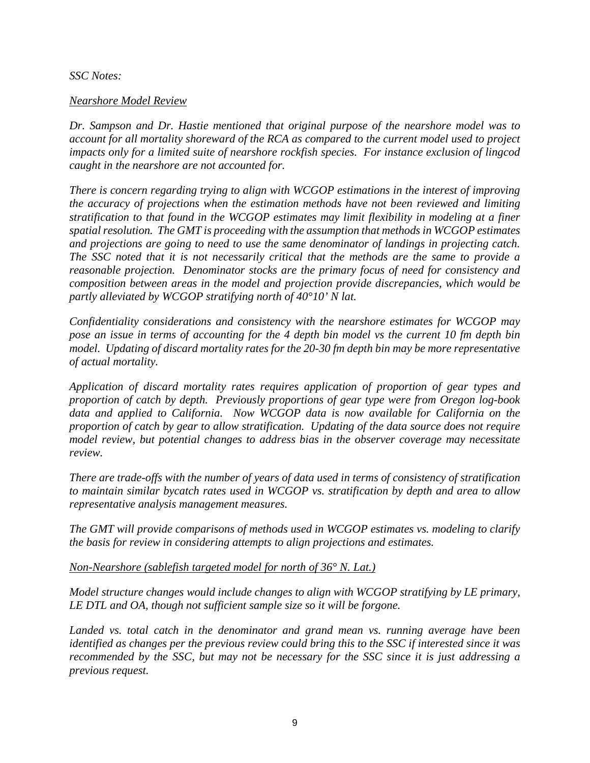*SSC Notes:*

*Nearshore Model Review*

*Dr. Sampson and Dr. Hastie mentioned that original purpose of the nearshore model was to account for all mortality shoreward of the RCA as compared to the current model used to project impacts only for a limited suite of nearshore rockfish species. For instance exclusion of lingcod caught in the nearshore are not accounted for.*

*There is concern regarding trying to align with WCGOP estimations in the interest of improving the accuracy of projections when the estimation methods have not been reviewed and limiting stratification to that found in the WCGOP estimates may limit flexibility in modeling at a finer spatial resolution. The GMT is proceeding with the assumption that methods in WCGOP estimates and projections are going to need to use the same denominator of landings in projecting catch. The SSC noted that it is not necessarily critical that the methods are the same to provide a reasonable projection. Denominator stocks are the primary focus of need for consistency and composition between areas in the model and projection provide discrepancies, which would be partly alleviated by WCGOP stratifying north of 40°10' N lat.*

*Confidentiality considerations and consistency with the nearshore estimates for WCGOP may pose an issue in terms of accounting for the 4 depth bin model vs the current 10 fm depth bin model. Updating of discard mortality rates for the 20-30 fm depth bin may be more representative of actual mortality.*

*Application of discard mortality rates requires application of proportion of gear types and proportion of catch by depth. Previously proportions of gear type were from Oregon log-book data and applied to California. Now WCGOP data is now available for California on the proportion of catch by gear to allow stratification. Updating of the data source does not require model review, but potential changes to address bias in the observer coverage may necessitate review.*

*There are trade-offs with the number of years of data used in terms of consistency of stratification to maintain similar bycatch rates used in WCGOP vs. stratification by depth and area to allow representative analysis management measures.*

*The GMT will provide comparisons of methods used in WCGOP estimates vs. modeling to clarify the basis for review in considering attempts to align projections and estimates.*

*Non-Nearshore (sablefish targeted model for north of 36° N. Lat.)*

*Model structure changes would include changes to align with WCGOP stratifying by LE primary, LE DTL and OA, though not sufficient sample size so it will be forgone.*

*Landed vs. total catch in the denominator and grand mean vs. running average have been identified as changes per the previous review could bring this to the SSC if interested since it was recommended by the SSC, but may not be necessary for the SSC since it is just addressing a previous request.*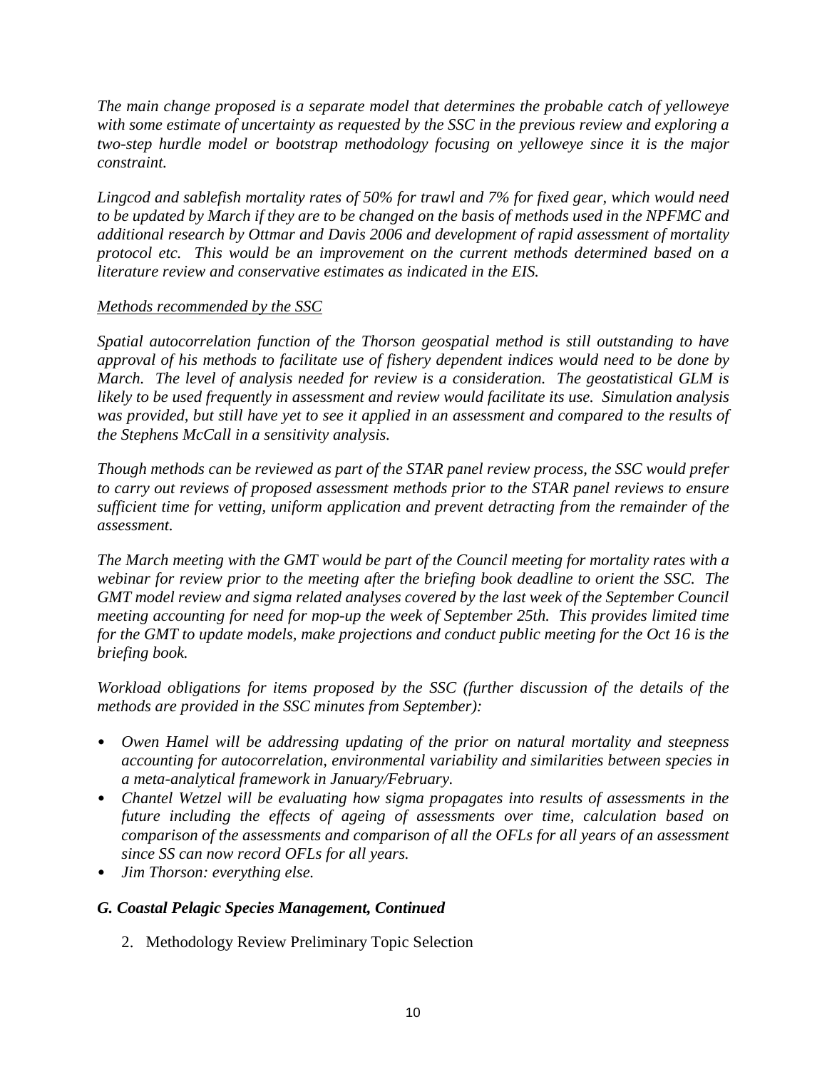*The main change proposed is a separate model that determines the probable catch of yelloweye with some estimate of uncertainty as requested by the SSC in the previous review and exploring a two-step hurdle model or bootstrap methodology focusing on yelloweye since it is the major constraint.*

*Lingcod and sablefish mortality rates of 50% for trawl and 7% for fixed gear, which would need to be updated by March if they are to be changed on the basis of methods used in the NPFMC and additional research by Ottmar and Davis 2006 and development of rapid assessment of mortality protocol etc. This would be an improvement on the current methods determined based on a literature review and conservative estimates as indicated in the EIS.*

*<u>Methods recommended by the SSC</u>*

*Spatial autocorrelation function of the Thorson geospatial method is still outstanding to have approval of his methods to facilitate use of fishery dependent indices would need to be done by March. The level of analysis needed for review is a consideration. The geostatistical GLM is likely to be used frequently in assessment and review would facilitate its use. Simulation analysis was provided, but still have yet to see it applied in an assessment and compared to the results of the Stephens McCall in a sensitivity analysis.*

*Though methods can be reviewed as part of the STAR panel review process, the SSC would prefer to carry out reviews of proposed assessment methods prior to the STAR panel reviews to ensure sufficient time for vetting, uniform application and prevent detracting from the remainder of the assessment.*

*The March meeting with the GMT would be part of the Council meeting for mortality rates with a webinar for review prior to the meeting after the briefing book deadline to orient the SSC. The GMT model review and sigma related analyses covered by the last week of the September Council meeting accounting for need for mop-up the week of September 25th. This provides limited time for the GMT to update models, make projections and conduct public meeting for the Oct 16 is the briefing book.*

*Workload obligations for items proposed by the SSC (further discussion of the details of the methods are provided in the SSC minutes from September):*

- *Owen Hamel will be addressing updating of the prior on natural mortality and steepness accounting for autocorrelation, environmental variability and similarities between species in a meta-analytical framework in January/February.*
- *Chantel Wetzel will be evaluating how sigma propagates into results of assessments in the future including the effects of ageing of assessments over time, calculation based on comparison of the assessments and comparison of all the OFLs for all years of an assessment since SS can now record OFLs for all years.*
- *Jim Thorson: everything else.*

### *G. Coastal Pelagic Species Management, Continued*

2. Methodology Review Preliminary Topic Selection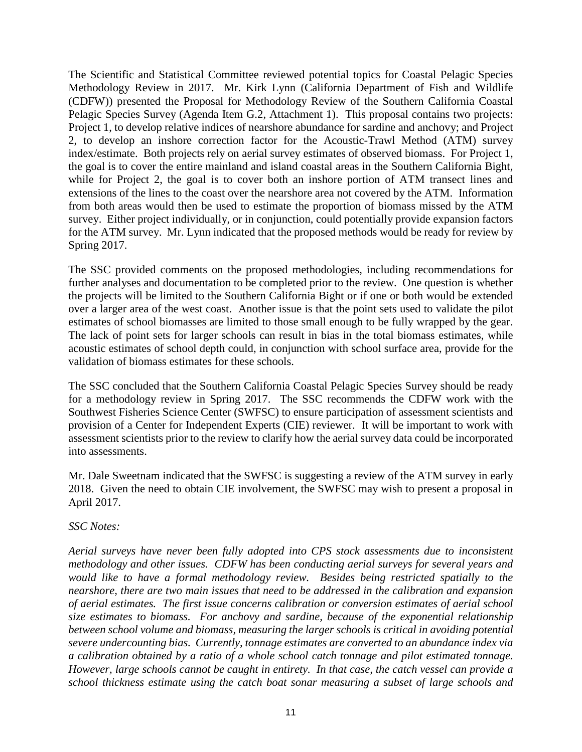The Scientific and Statistical Committee reviewed potential topics for Coastal Pelagic Species Methodology Review in 2017. Mr. Kirk Lynn (California Department of Fish and Wildlife (CDFW)) presented the Proposal for Methodology Review of the Southern California Coastal Pelagic Species Survey (Agenda Item G.2, Attachment 1). This proposal contains two projects: Project 1, to develop relative indices of nearshore abundance for sardine and anchovy; and Project 2, to develop an inshore correction factor for the Acoustic-Trawl Method (ATM) survey index/estimate. Both projects rely on aerial survey estimates of observed biomass. For Project 1, the goal is to cover the entire mainland and island coastal areas in the Southern California Bight, while for Project 2, the goal is to cover both an inshore portion of ATM transect lines and extensions of the lines to the coast over the nearshore area not covered by the ATM. Information from both areas would then be used to estimate the proportion of biomass missed by the ATM survey. Either project individually, or in conjunction, could potentially provide expansion factors for the ATM survey. Mr. Lynn indicated that the proposed methods would be ready for review by Spring 2017.

The SSC provided comments on the proposed methodologies, including recommendations for further analyses and documentation to be completed prior to the review. One question is whether the projects will be limited to the Southern California Bight or if one or both would be extended over a larger area of the west coast. Another issue is that the point sets used to validate the pilot estimates of school biomasses are limited to those small enough to be fully wrapped by the gear. The lack of point sets for larger schools can result in bias in the total biomass estimates, while acoustic estimates of school depth could, in conjunction with school surface area, provide for the validation of biomass estimates for these schools.

The SSC concluded that the Southern California Coastal Pelagic Species Survey should be ready for a methodology review in Spring 2017. The SSC recommends the CDFW work with the Southwest Fisheries Science Center (SWFSC) to ensure participation of assessment scientists and provision of a Center for Independent Experts (CIE) reviewer. It will be important to work with assessment scientists prior to the review to clarify how the aerial survey data could be incorporated into assessments.

Mr. Dale Sweetnam indicated that the SWFSC is suggesting a review of the ATM survey in early 2018. Given the need to obtain CIE involvement, the SWFSC may wish to present a proposal in April 2017.

*SSC Notes:*

*Aerial surveys have never been fully adopted into CPS stock assessments due to inconsistent methodology and other issues. CDFW has been conducting aerial surveys for several years and would like to have a formal methodology review. Besides being restricted spatially to the nearshore, there are two main issues that need to be addressed in the calibration and expansion of aerial estimates. The first issue concerns calibration or conversion estimates of aerial school size estimates to biomass. For anchovy and sardine, because of the exponential relationship between school volume and biomass, measuring the larger schools is critical in avoiding potential severe undercounting bias. Currently, tonnage estimates are converted to an abundance index via a calibration obtained by a ratio of a whole school catch tonnage and pilot estimated tonnage. However, large schools cannot be caught in entirety. In that case, the catch vessel can provide a school thickness estimate using the catch boat sonar measuring a subset of large schools and*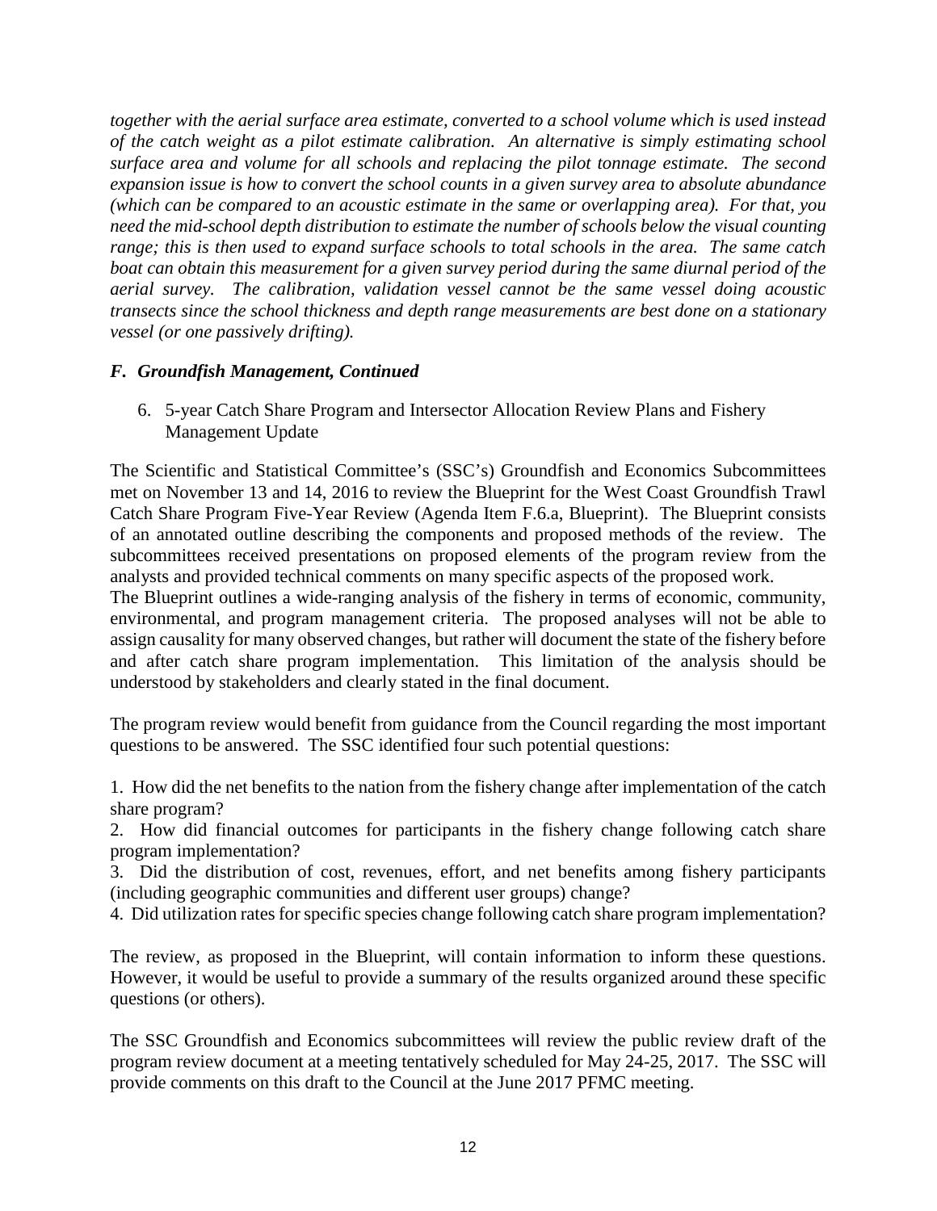*together with the aerial surface area estimate, converted to a school volume which is used instead of the catch weight as a pilot estimate calibration. An alternative is simply estimating school surface area and volume for all schools and replacing the pilot tonnage estimate. The second expansion issue is how to convert the school counts in a given survey area to absolute abundance (which can be compared to an acoustic estimate in the same or overlapping area). For that, you need the mid-school depth distribution to estimate the number of schools below the visual counting range; this is then used to expand surface schools to total schools in the area. The same catch boat can obtain this measurement for a given survey period during the same diurnal period of the aerial survey. The calibration, validation vessel cannot be the same vessel doing acoustic transects since the school thickness and depth range measurements are best done on a stationary vessel (or one passively drifting).*

### *F. Groundfish Management, Continued*

6. 5-year Catch Share Program and Intersector Allocation Review Plans and Fishery Management Update

The Scientific and Statistical Committee's (SSC's) Groundfish and Economics Subcommittees met on November 13 and 14, 2016 to review the Blueprint for the West Coast Groundfish Trawl Catch Share Program Five-Year Review (Agenda Item F.6.a, Blueprint). The Blueprint consists of an annotated outline describing the components and proposed methods of the review. The subcommittees received presentations on proposed elements of the program review from the analysts and provided technical comments on many specific aspects of the proposed work.

The Blueprint outlines a wide-ranging analysis of the fishery in terms of economic, community, environmental, and program management criteria. The proposed analyses will not be able to assign causality for many observed changes, but rather will document the state of the fishery before and after catch share program implementation. This limitation of the analysis should be understood by stakeholders and clearly stated in the final document.

The program review would benefit from guidance from the Council regarding the most important questions to be answered. The SSC identified four such potential questions:

1. How did the net benefits to the nation from the fishery change after implementation of the catch share program?
2. How did financial outcomes for participants in the fishery change following catch share program implementation?
3. Did the distribution of cost, revenues, effort, and net benefits among fishery participants (including geographic communities and different user groups) change?
4. Did utilization rates for specific species change following catch share program implementation?

The review, as proposed in the Blueprint, will contain information to inform these questions. However, it would be useful to provide a summary of the results organized around these specific questions (or others).

The SSC Groundfish and Economics subcommittees will review the public review draft of the program review document at a meeting tentatively scheduled for May 24-25, 2017. The SSC will provide comments on this draft to the Council at the June 2017 PFMC meeting.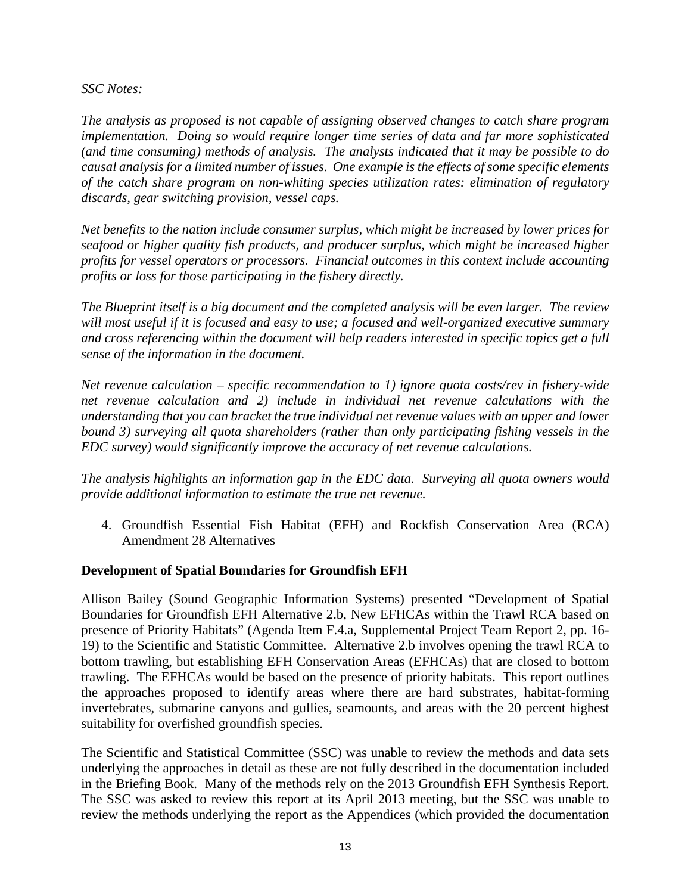*SSC Notes:*

*The analysis as proposed is not capable of assigning observed changes to catch share program implementation. Doing so would require longer time series of data and far more sophisticated (and time consuming) methods of analysis. The analysts indicated that it may be possible to do causal analysis for a limited number of issues. One example is the effects of some specific elements of the catch share program on non-whiting species utilization rates: elimination of regulatory discards, gear switching provision, vessel caps.*

*Net benefits to the nation include consumer surplus, which might be increased by lower prices for seafood or higher quality fish products, and producer surplus, which might be increased higher profits for vessel operators or processors. Financial outcomes in this context include accounting profits or loss for those participating in the fishery directly.*

*The Blueprint itself is a big document and the completed analysis will be even larger. The review will most useful if it is focused and easy to use; a focused and well-organized executive summary and cross referencing within the document will help readers interested in specific topics get a full sense of the information in the document.*

*Net revenue calculation – specific recommendation to 1) ignore quota costs/rev in fishery-wide net revenue calculation and 2) include in individual net revenue calculations with the understanding that you can bracket the true individual net revenue values with an upper and lower bound 3) surveying all quota shareholders (rather than only participating fishing vessels in the EDC survey) would significantly improve the accuracy of net revenue calculations.*

*The analysis highlights an information gap in the EDC data. Surveying all quota owners would provide additional information to estimate the true net revenue.*

4. Groundfish Essential Fish Habitat (EFH) and Rockfish Conservation Area (RCA) Amendment 28 Alternatives

**Development of Spatial Boundaries for Groundfish EFH**

Allison Bailey (Sound Geographic Information Systems) presented "Development of Spatial Boundaries for Groundfish EFH Alternative 2.b, New EFHCAs within the Trawl RCA based on presence of Priority Habitats" (Agenda Item F.4.a, Supplemental Project Team Report 2, pp. 16-19) to the Scientific and Statistic Committee. Alternative 2.b involves opening the trawl RCA to bottom trawling, but establishing EFH Conservation Areas (EFHCAs) that are closed to bottom trawling. The EFHCAs would be based on the presence of priority habitats. This report outlines the approaches proposed to identify areas where there are hard substrates, habitat-forming invertebrates, submarine canyons and gullies, seamounts, and areas with the 20 percent highest suitability for overfished groundfish species.

The Scientific and Statistical Committee (SSC) was unable to review the methods and data sets underlying the approaches in detail as these are not fully described in the documentation included in the Briefing Book. Many of the methods rely on the 2013 Groundfish EFH Synthesis Report. The SSC was asked to review this report at its April 2013 meeting, but the SSC was unable to review the methods underlying the report as the Appendices (which provided the documentation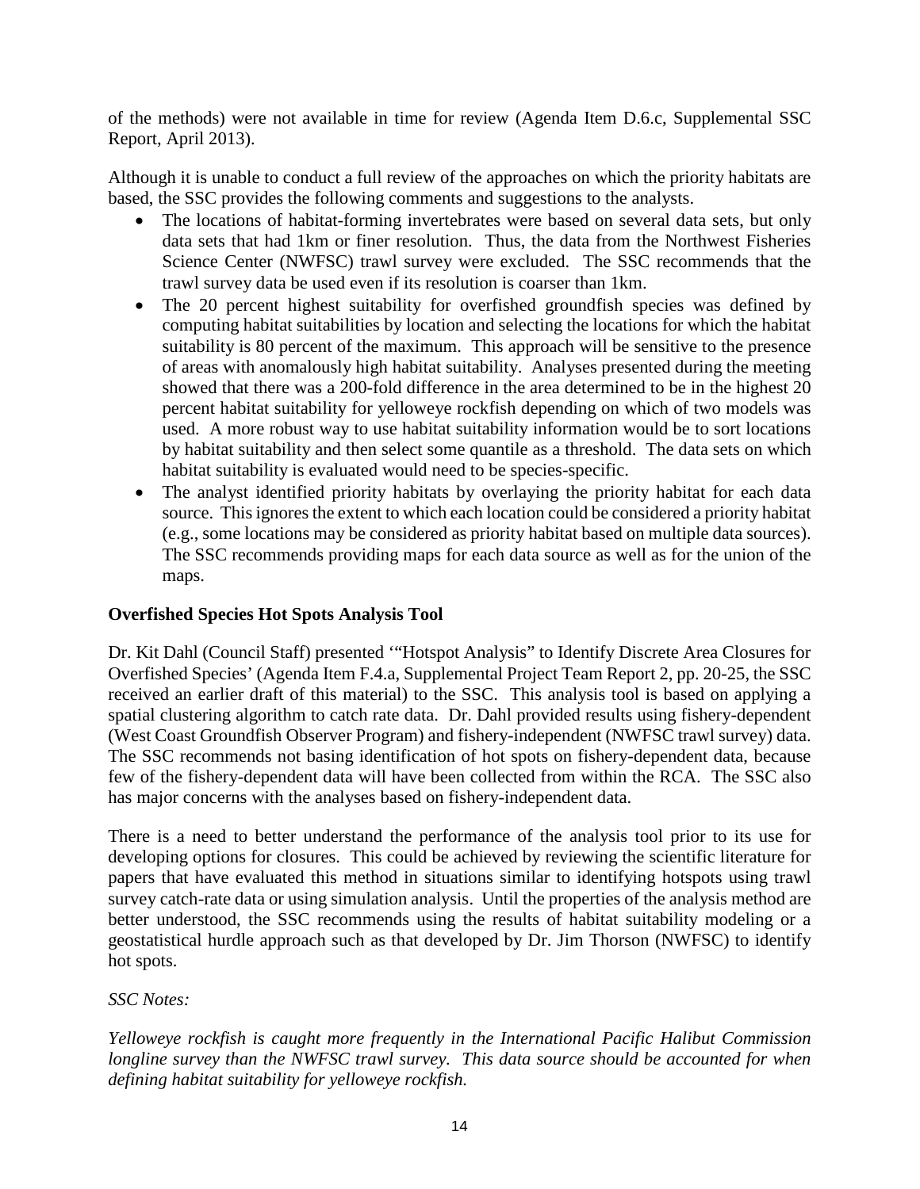of the methods) were not available in time for review (Agenda Item D.6.c, Supplemental SSC Report, April 2013).

Although it is unable to conduct a full review of the approaches on which the priority habitats are based, the SSC provides the following comments and suggestions to the analysts.

- The locations of habitat-forming invertebrates were based on several data sets, but only data sets that had 1km or finer resolution. Thus, the data from the Northwest Fisheries Science Center (NWFSC) trawl survey were excluded. The SSC recommends that the trawl survey data be used even if its resolution is coarser than 1km.
- The 20 percent highest suitability for overfished groundfish species was defined by computing habitat suitabilities by location and selecting the locations for which the habitat suitability is 80 percent of the maximum. This approach will be sensitive to the presence of areas with anomalously high habitat suitability. Analyses presented during the meeting showed that there was a 200-fold difference in the area determined to be in the highest 20 percent habitat suitability for yelloweye rockfish depending on which of two models was used. A more robust way to use habitat suitability information would be to sort locations by habitat suitability and then select some quantile as a threshold. The data sets on which habitat suitability is evaluated would need to be species-specific.
- The analyst identified priority habitats by overlaying the priority habitat for each data source. This ignores the extent to which each location could be considered a priority habitat (e.g., some locations may be considered as priority habitat based on multiple data sources). The SSC recommends providing maps for each data source as well as for the union of the maps.

**Overfished Species Hot Spots Analysis Tool**

Dr. Kit Dahl (Council Staff) presented '"Hotspot Analysis" to Identify Discrete Area Closures for Overfished Species' (Agenda Item F.4.a, Supplemental Project Team Report 2, pp. 20-25, the SSC received an earlier draft of this material) to the SSC. This analysis tool is based on applying a spatial clustering algorithm to catch rate data. Dr. Dahl provided results using fishery-dependent (West Coast Groundfish Observer Program) and fishery-independent (NWFSC trawl survey) data. The SSC recommends not basing identification of hot spots on fishery-dependent data, because few of the fishery-dependent data will have been collected from within the RCA. The SSC also has major concerns with the analyses based on fishery-independent data.

There is a need to better understand the performance of the analysis tool prior to its use for developing options for closures. This could be achieved by reviewing the scientific literature for papers that have evaluated this method in situations similar to identifying hotspots using trawl survey catch-rate data or using simulation analysis. Until the properties of the analysis method are better understood, the SSC recommends using the results of habitat suitability modeling or a geostatistical hurdle approach such as that developed by Dr. Jim Thorson (NWFSC) to identify hot spots.

*SSC Notes:*

*Yelloweye rockfish is caught more frequently in the International Pacific Halibut Commission longline survey than the NWFSC trawl survey. This data source should be accounted for when defining habitat suitability for yelloweye rockfish.*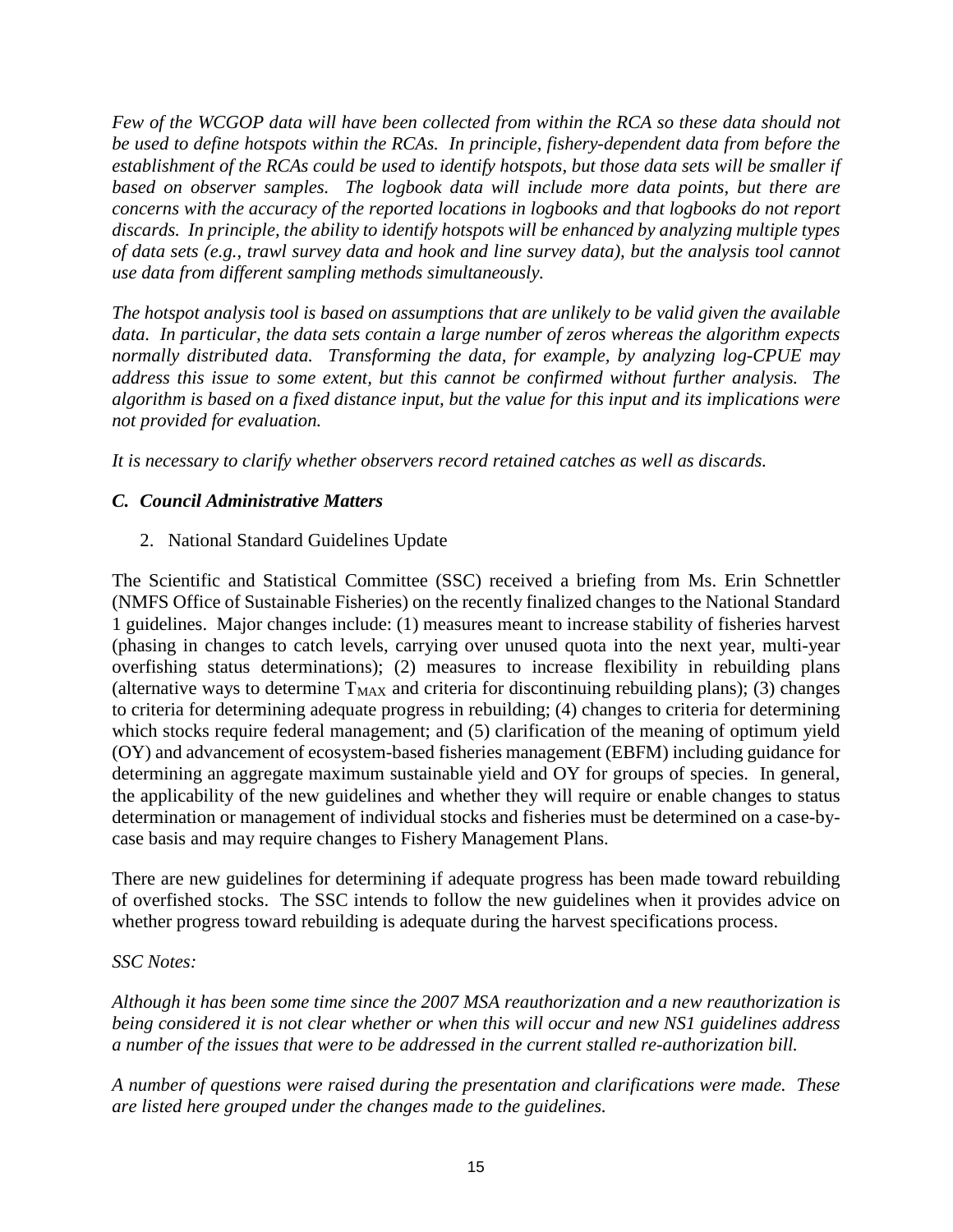*Few of the WCGOP data will have been collected from within the RCA so these data should not be used to define hotspots within the RCAs. In principle, fishery-dependent data from before the establishment of the RCAs could be used to identify hotspots, but those data sets will be smaller if based on observer samples. The logbook data will include more data points, but there are concerns with the accuracy of the reported locations in logbooks and that logbooks do not report discards. In principle, the ability to identify hotspots will be enhanced by analyzing multiple types of data sets (e.g., trawl survey data and hook and line survey data), but the analysis tool cannot use data from different sampling methods simultaneously.*

*The hotspot analysis tool is based on assumptions that are unlikely to be valid given the available data. In particular, the data sets contain a large number of zeros whereas the algorithm expects normally distributed data. Transforming the data, for example, by analyzing log-CPUE may address this issue to some extent, but this cannot be confirmed without further analysis. The algorithm is based on a fixed distance input, but the value for this input and its implications were not provided for evaluation.*

*It is necessary to clarify whether observers record retained catches as well as discards.*

### *C. Council Administrative Matters*

2. National Standard Guidelines Update

The Scientific and Statistical Committee (SSC) received a briefing from Ms. Erin Schnettler (NMFS Office of Sustainable Fisheries) on the recently finalized changes to the National Standard 1 guidelines. Major changes include: (1) measures meant to increase stability of fisheries harvest (phasing in changes to catch levels, carrying over unused quota into the next year, multi-year overfishing status determinations); (2) measures to increase flexibility in rebuilding plans (alternative ways to determine $T_{MAX}$ and criteria for discontinuing rebuilding plans); (3) changes to criteria for determining adequate progress in rebuilding; (4) changes to criteria for determining which stocks require federal management; and (5) clarification of the meaning of optimum yield (OY) and advancement of ecosystem-based fisheries management (EBFM) including guidance for determining an aggregate maximum sustainable yield and OY for groups of species. In general, the applicability of the new guidelines and whether they will require or enable changes to status determination or management of individual stocks and fisheries must be determined on a case-by-case basis and may require changes to Fishery Management Plans.

There are new guidelines for determining if adequate progress has been made toward rebuilding of overfished stocks. The SSC intends to follow the new guidelines when it provides advice on whether progress toward rebuilding is adequate during the harvest specifications process.

*SSC Notes:*

*Although it has been some time since the 2007 MSA reauthorization and a new reauthorization is being considered it is not clear whether or when this will occur and new NS1 guidelines address a number of the issues that were to be addressed in the current stalled re-authorization bill.*

*A number of questions were raised during the presentation and clarifications were made. These are listed here grouped under the changes made to the guidelines.*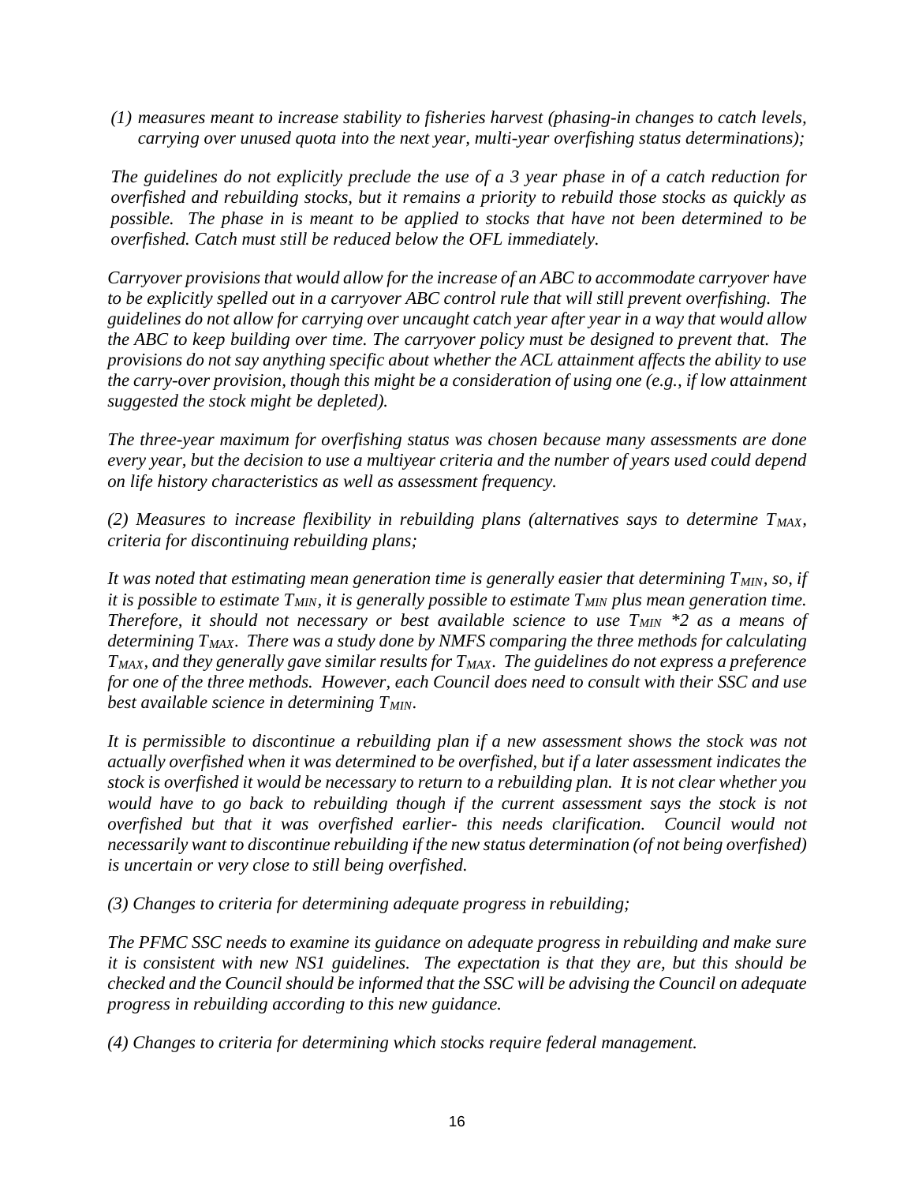*(1) measures meant to increase stability to fisheries harvest (phasing-in changes to catch levels, carrying over unused quota into the next year, multi-year overfishing status determinations);*

*The guidelines do not explicitly preclude the use of a 3 year phase in of a catch reduction for overfished and rebuilding stocks, but it remains a priority to rebuild those stocks as quickly as possible. The phase in is meant to be applied to stocks that have not been determined to be overfished. Catch must still be reduced below the OFL immediately.*

*Carryover provisions that would allow for the increase of an ABC to accommodate carryover have to be explicitly spelled out in a carryover ABC control rule that will still prevent overfishing. The guidelines do not allow for carrying over uncaught catch year after year in a way that would allow the ABC to keep building over time. The carryover policy must be designed to prevent that. The provisions do not say anything specific about whether the ACL attainment affects the ability to use the carry-over provision, though this might be a consideration of using one (e.g., if low attainment suggested the stock might be depleted).*

*The three-year maximum for overfishing status was chosen because many assessments are done every year, but the decision to use a multiyear criteria and the number of years used could depend on life history characteristics as well as assessment frequency.*

*(2) Measures to increase flexibility in rebuilding plans (alternatives says to determine $T_{MAX}$, criteria for discontinuing rebuilding plans;*

*It was noted that estimating mean generation time is generally easier that determining $T_{MIN}$, so, if it is possible to estimate $T_{MIN}$, it is generally possible to estimate $T_{MIN}$ plus mean generation time. Therefore, it should not necessary or best available science to use $T_{MIN}$ \*2 as a means of determining $T_{MAX}$. There was a study done by NMFS comparing the three methods for calculating $T_{MAX}$, and they generally gave similar results for $T_{MAX}$. The guidelines do not express a preference for one of the three methods. However, each Council does need to consult with their SSC and use best available science in determining $T_{MIN}$.*

*It is permissible to discontinue a rebuilding plan if a new assessment shows the stock was not actually overfished when it was determined to be overfished, but if a later assessment indicates the stock is overfished it would be necessary to return to a rebuilding plan. It is not clear whether you would have to go back to rebuilding though if the current assessment says the stock is not overfished but that it was overfished earlier- this needs clarification. Council would not necessarily want to discontinue rebuilding if the new status determination (of not being overfished) is uncertain or very close to still being overfished.*

*(3) Changes to criteria for determining adequate progress in rebuilding;*

*The PFMC SSC needs to examine its guidance on adequate progress in rebuilding and make sure it is consistent with new NS1 guidelines. The expectation is that they are, but this should be checked and the Council should be informed that the SSC will be advising the Council on adequate progress in rebuilding according to this new guidance.*

*(4) Changes to criteria for determining which stocks require federal management.*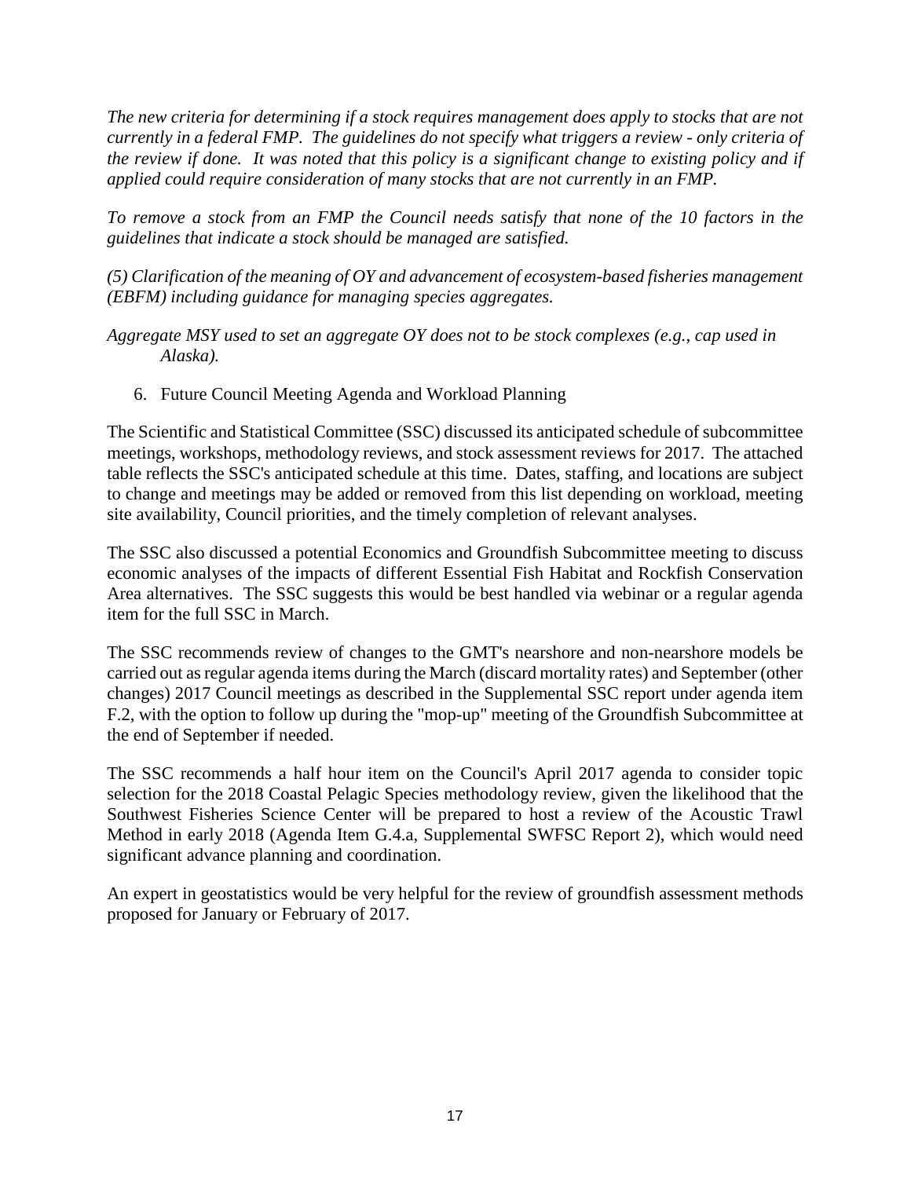*The new criteria for determining if a stock requires management does apply to stocks that are not currently in a federal FMP. The guidelines do not specify what triggers a review - only criteria of the review if done. It was noted that this policy is a significant change to existing policy and if applied could require consideration of many stocks that are not currently in an FMP.*

*To remove a stock from an FMP the Council needs satisfy that none of the 10 factors in the guidelines that indicate a stock should be managed are satisfied.*

*(5) Clarification of the meaning of OY and advancement of ecosystem-based fisheries management (EBFM) including guidance for managing species aggregates.*

*Aggregate MSY used to set an aggregate OY does not to be stock complexes (e.g., cap used in Alaska).*

6. Future Council Meeting Agenda and Workload Planning

The Scientific and Statistical Committee (SSC) discussed its anticipated schedule of subcommittee meetings, workshops, methodology reviews, and stock assessment reviews for 2017. The attached table reflects the SSC's anticipated schedule at this time. Dates, staffing, and locations are subject to change and meetings may be added or removed from this list depending on workload, meeting site availability, Council priorities, and the timely completion of relevant analyses.

The SSC also discussed a potential Economics and Groundfish Subcommittee meeting to discuss economic analyses of the impacts of different Essential Fish Habitat and Rockfish Conservation Area alternatives. The SSC suggests this would be best handled via webinar or a regular agenda item for the full SSC in March.

The SSC recommends review of changes to the GMT's nearshore and non-nearshore models be carried out as regular agenda items during the March (discard mortality rates) and September (other changes) 2017 Council meetings as described in the Supplemental SSC report under agenda item F.2, with the option to follow up during the "mop-up" meeting of the Groundfish Subcommittee at the end of September if needed.

The SSC recommends a half hour item on the Council's April 2017 agenda to consider topic selection for the 2018 Coastal Pelagic Species methodology review, given the likelihood that the Southwest Fisheries Science Center will be prepared to host a review of the Acoustic Trawl Method in early 2018 (Agenda Item G.4.a, Supplemental SWFSC Report 2), which would need significant advance planning and coordination.

An expert in geostatistics would be very helpful for the review of groundfish assessment methods proposed for January or February of 2017.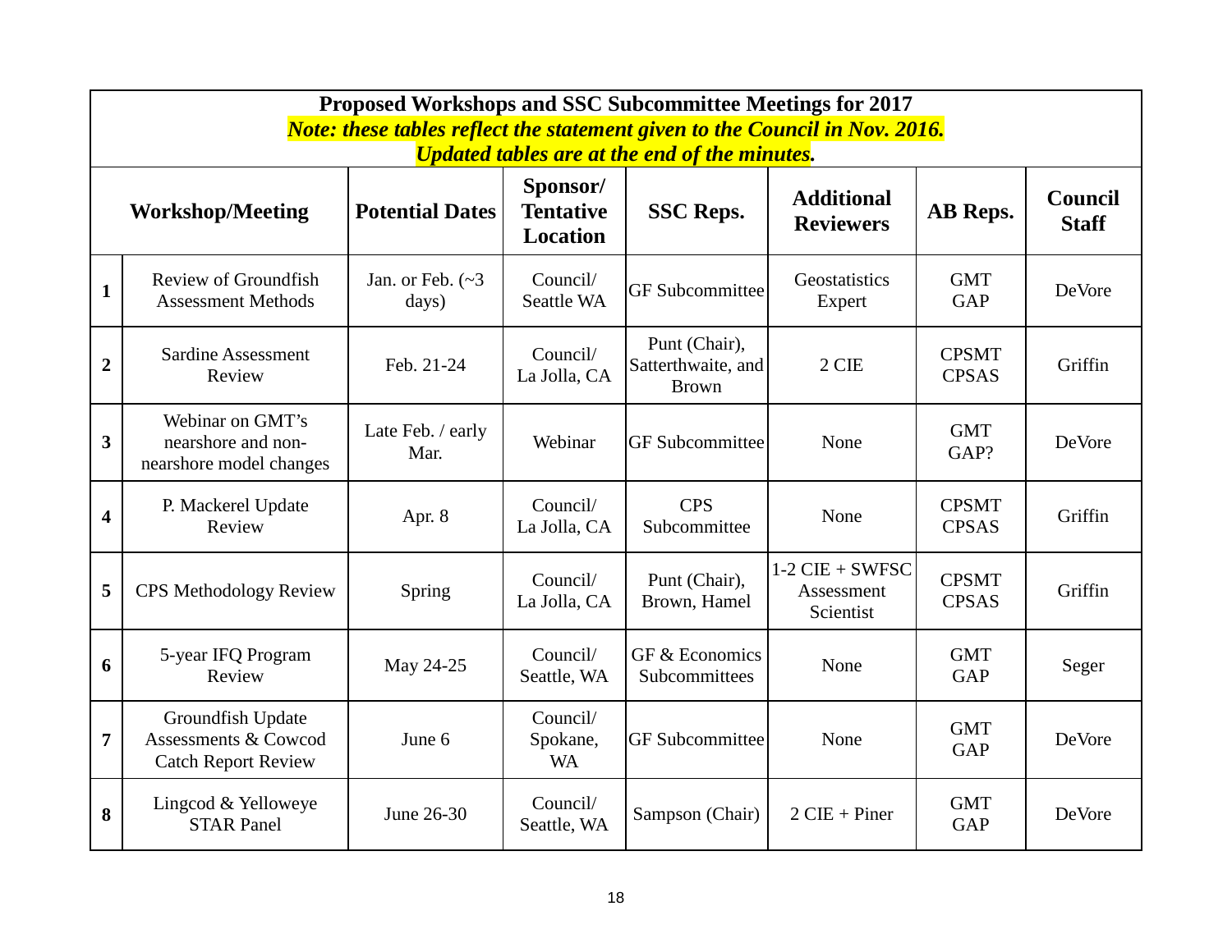**Proposed Workshops and SSC Subcommittee Meetings for 2017**

***Note: these tables reflect the statement given to the Council in Nov. 2016. Updated tables are at the end of the minutes.***

| | Workshop/Meeting | Potential Dates | Sponsor/ Tentative Location | SSC Reps. | Additional Reviewers | AB Reps. | Council Staff |
|---|---|---|---|---|---|---|---|
| **1** | Review of Groundfish Assessment Methods | Jan. or Feb. (~3 days) | Council/ Seattle WA | GF Subcommittee | Geostatistics Expert | GMT GAP | DeVore |
| **2** | Sardine Assessment Review | Feb. 21-24 | Council/ La Jolla, CA | Punt (Chair), Satterthwaite, and Brown | 2 CIE | CPSMT CPSAS | Griffin |
| **3** | Webinar on GMT's nearshore and non-nearshore model changes | Late Feb. / early Mar. | Webinar | GF Subcommittee | None | GMT GAP? | DeVore |
| **4** | P. Mackerel Update Review | Apr. 8 | Council/ La Jolla, CA | CPS Subcommittee | None | CPSMT CPSAS | Griffin |
| **5** | CPS Methodology Review | Spring | Council/ La Jolla, CA | Punt (Chair), Brown, Hamel | 1-2 CIE + SWFSC Assessment Scientist | CPSMT CPSAS | Griffin |
| **6** | 5-year IFQ Program Review | May 24-25 | Council/ Seattle, WA | GF & Economics Subcommittees | None | GMT GAP | Seger |
| **7** | Groundfish Update Assessments & Cowcod Catch Report Review | June 6 | Council/ Spokane, WA | GF Subcommittee | None | GMT GAP | DeVore |
| **8** | Lingcod & Yelloweye STAR Panel | June 26-30 | Council/ Seattle, WA | Sampson (Chair) | 2 CIE + Piner | GMT GAP | DeVore |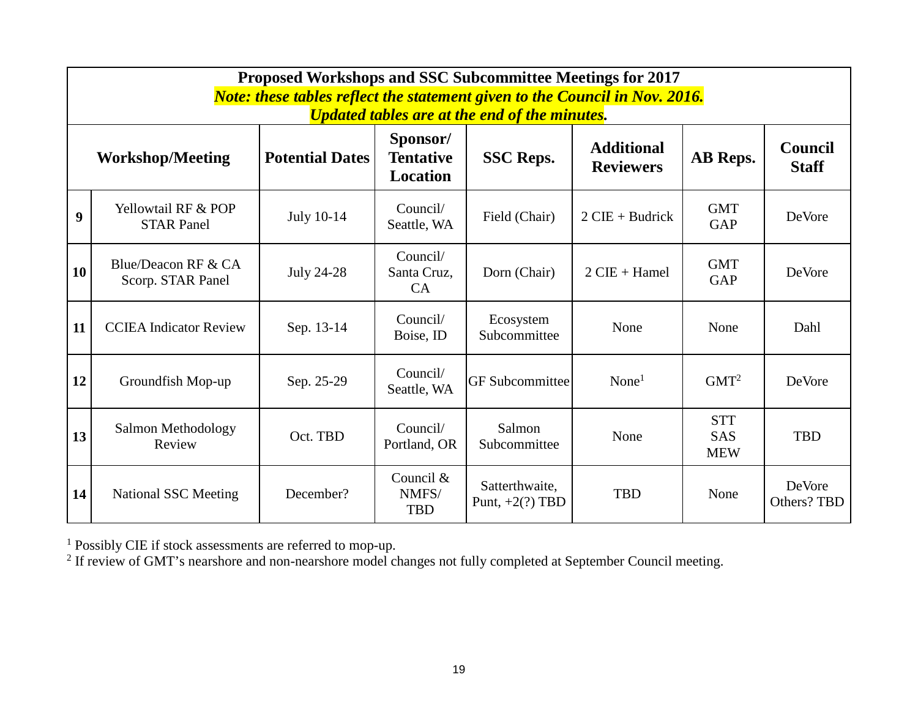**Proposed Workshops and SSC Subcommittee Meetings for 2017**

***Note: these tables reflect the statement given to the Council in Nov. 2016. Updated tables are at the end of the minutes.***

| | Workshop/Meeting | Potential Dates | Sponsor/ Tentative Location | SSC Reps. | Additional Reviewers | AB Reps. | Council Staff |
|---|---|---|---|---|---|---|---|
| **9** | Yellowtail RF & POP STAR Panel | July 10-14 | Council/ Seattle, WA | Field (Chair) | 2 CIE + Budrick | GMT GAP | DeVore |
| **10** | Blue/Deacon RF & CA Scorp. STAR Panel | July 24-28 | Council/ Santa Cruz, CA | Dorn (Chair) | 2 CIE + Hamel | GMT GAP | DeVore |
| **11** | CCIEA Indicator Review | Sep. 13-14 | Council/ Boise, ID | Ecosystem Subcommittee | None | None | Dahl |
| **12** | Groundfish Mop-up | Sep. 25-29 | Council/ Seattle, WA | GF Subcommittee | None[1] | GMT[2] | DeVore |
| **13** | Salmon Methodology Review | Oct. TBD | Council/ Portland, OR | Salmon Subcommittee | None | STT SAS MEW | TBD |
| **14** | National SSC Meeting | December? | Council & NMFS/ TBD | Satterthwaite, Punt, +2(?) TBD | TBD | None | DeVore Others? TBD |

[1] Possibly CIE if stock assessments are referred to mop-up.

[2] If review of GMT's nearshore and non-nearshore model changes not fully completed at September Council meeting.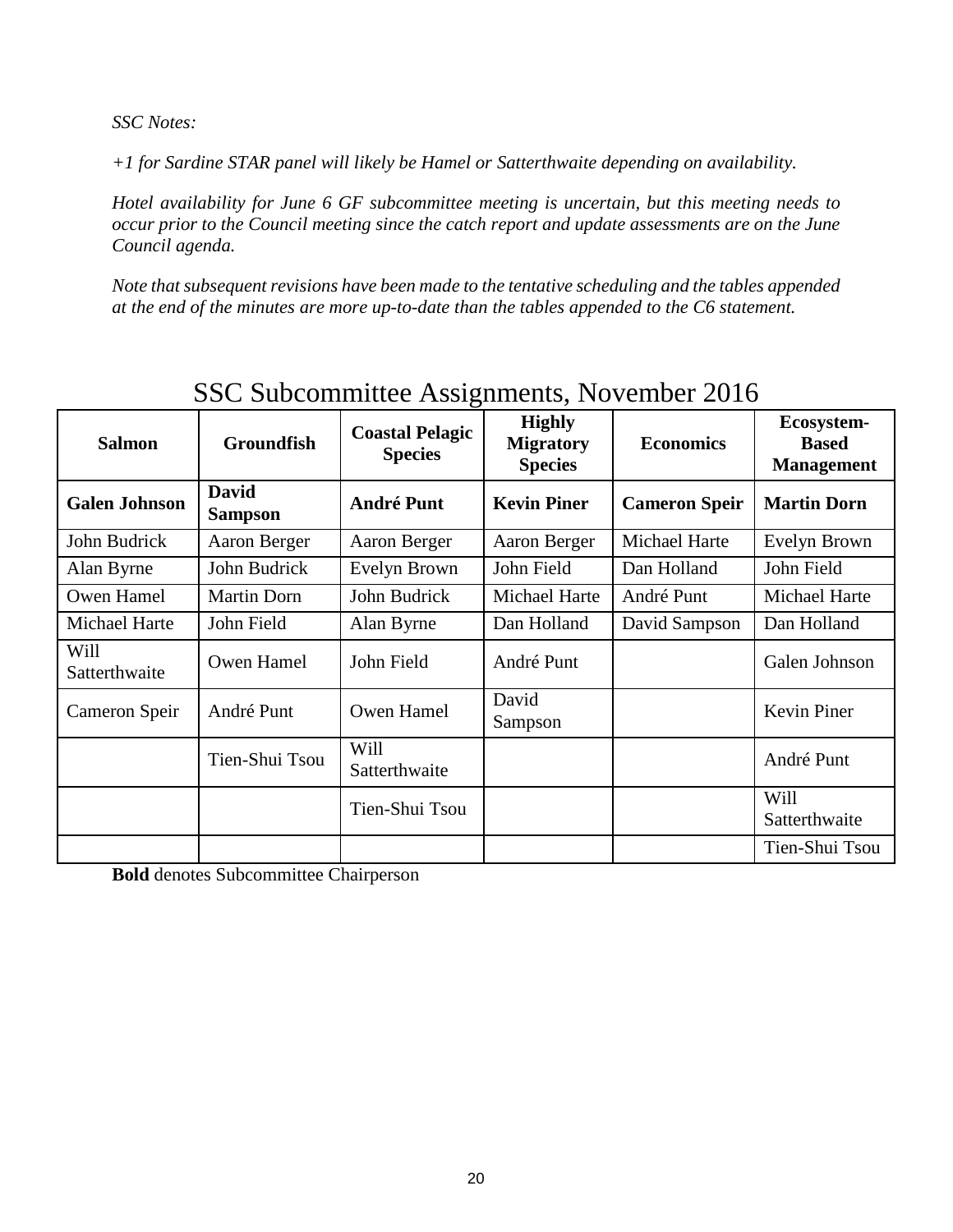*SSC Notes:*

*+1 for Sardine STAR panel will likely be Hamel or Satterthwaite depending on availability.*

*Hotel availability for June 6 GF subcommittee meeting is uncertain, but this meeting needs to occur prior to the Council meeting since the catch report and update assessments are on the June Council agenda.*

*Note that subsequent revisions have been made to the tentative scheduling and the tables appended at the end of the minutes are more up-to-date than the tables appended to the C6 statement.*

## SSC Subcommittee Assignments, November 2016

| **Salmon** | **Groundfish** | **Coastal Pelagic Species** | **Highly Migratory Species** | **Economics** | **Ecosystem-Based Management** |
|---|---|---|---|---|---|
| **Galen Johnson** | **David Sampson** | **André Punt** | **Kevin Piner** | **Cameron Speir** | **Martin Dorn** |
| John Budrick | Aaron Berger | Aaron Berger | Aaron Berger | Michael Harte | Evelyn Brown |
| Alan Byrne | John Budrick | Evelyn Brown | John Field | Dan Holland | John Field |
| Owen Hamel | Martin Dorn | John Budrick | Michael Harte | André Punt | Michael Harte |
| Michael Harte | John Field | Alan Byrne | Dan Holland | David Sampson | Dan Holland |
| Will Satterthwaite | Owen Hamel | John Field | André Punt | | Galen Johnson |
| Cameron Speir | André Punt | Owen Hamel | David Sampson | | Kevin Piner |
| | Tien-Shui Tsou | Will Satterthwaite | | | André Punt |
| | | Tien-Shui Tsou | | | Will Satterthwaite |
| | | | | | Tien-Shui Tsou |

**Bold** denotes Subcommittee Chairperson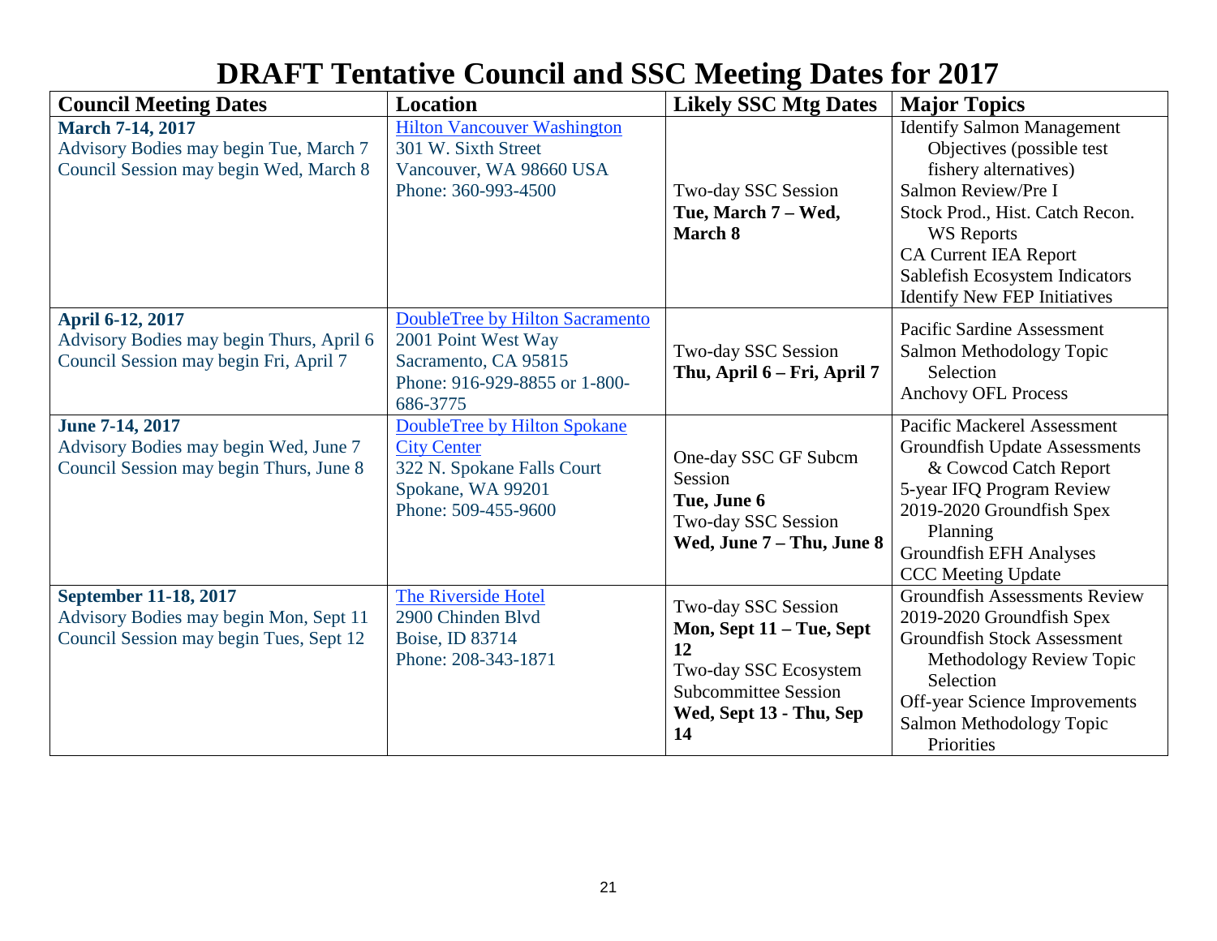# DRAFT Tentative Council and SSC Meeting Dates for 2017

| Council Meeting Dates | Location | Likely SSC Mtg Dates | Major Topics |
|---|---|---|---|
| **March 7-14, 2017**<br>Advisory Bodies may begin Tue, March 7<br>Council Session may begin Wed, March 8 | Hilton Vancouver Washington<br>301 W. Sixth Street<br>Vancouver, WA 98660 USA<br>Phone: 360-993-4500 | Two-day SSC Session<br>**Tue, March 7 – Wed, March 8** | Identify Salmon Management Objectives (possible test fishery alternatives)<br>Salmon Review/Pre I<br>Stock Prod., Hist. Catch Recon. WS Reports<br>CA Current IEA Report<br>Sablefish Ecosystem Indicators<br>Identify New FEP Initiatives |
| **April 6-12, 2017**<br>Advisory Bodies may begin Thurs, April 6<br>Council Session may begin Fri, April 7 | DoubleTree by Hilton Sacramento<br>2001 Point West Way<br>Sacramento, CA 95815<br>Phone: 916-929-8855 or 1-800-686-3775 | Two-day SSC Session<br>**Thu, April 6 – Fri, April 7** | Pacific Sardine Assessment<br>Salmon Methodology Topic Selection<br>Anchovy OFL Process |
| **June 7-14, 2017**<br>Advisory Bodies may begin Wed, June 7<br>Council Session may begin Thurs, June 8 | DoubleTree by Hilton Spokane City Center<br>322 N. Spokane Falls Court<br>Spokane, WA 99201<br>Phone: 509-455-9600 | One-day SSC GF Subcm Session<br>**Tue, June 6**<br>Two-day SSC Session<br>**Wed, June 7 – Thu, June 8** | Pacific Mackerel Assessment<br>Groundfish Update Assessments & Cowcod Catch Report<br>5-year IFQ Program Review<br>2019-2020 Groundfish Spex Planning<br>Groundfish EFH Analyses<br>CCC Meeting Update |
| **September 11-18, 2017**<br>Advisory Bodies may begin Mon, Sept 11<br>Council Session may begin Tues, Sept 12 | The Riverside Hotel<br>2900 Chinden Blvd<br>Boise, ID 83714<br>Phone: 208-343-1871 | Two-day SSC Session<br>**Mon, Sept 11 – Tue, Sept 12**<br>Two-day SSC Ecosystem Subcommittee Session<br>**Wed, Sept 13 - Thu, Sep 14** | Groundfish Assessments Review<br>2019-2020 Groundfish Spex<br>Groundfish Stock Assessment Methodology Review Topic Selection<br>Off-year Science Improvements<br>Salmon Methodology Topic Priorities |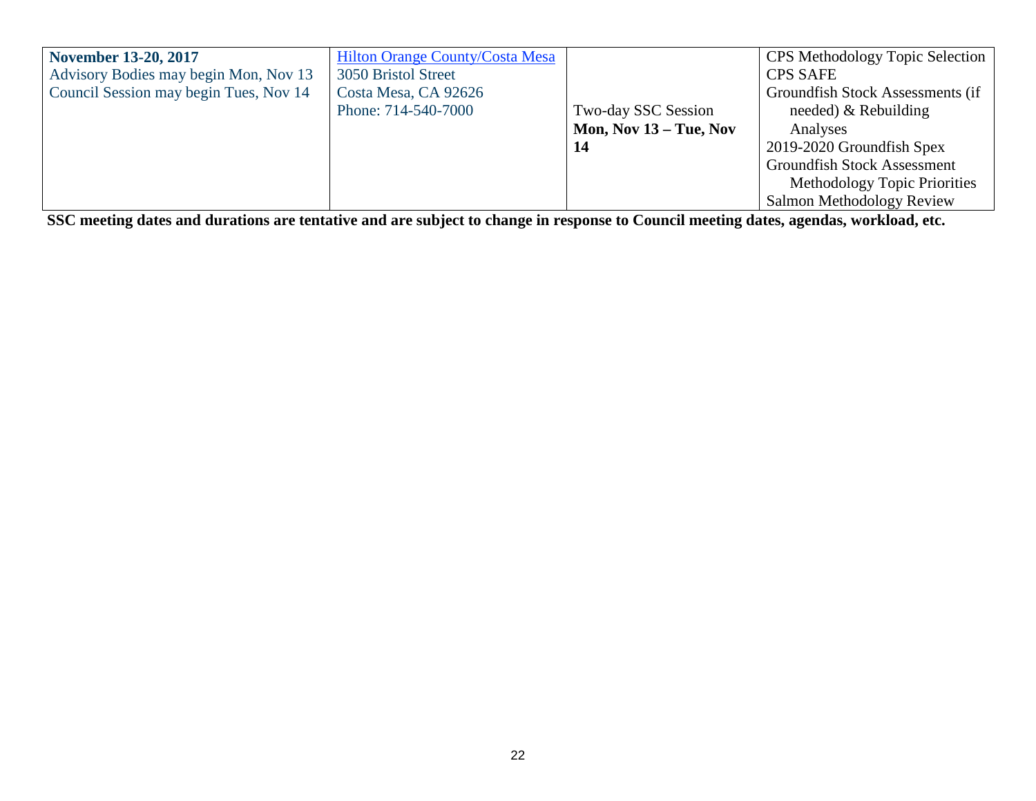| **November 13-20, 2017**<br>Advisory Bodies may begin Mon, Nov 13<br>Council Session may begin Tues, Nov 14 | Hilton Orange County/Costa Mesa<br>3050 Bristol Street<br>Costa Mesa, CA 92626<br>Phone: 714-540-7000 | Two-day SSC Session<br>**Mon, Nov 13 – Tue, Nov 14** | CPS Methodology Topic Selection<br>CPS SAFE<br>Groundfish Stock Assessments (if needed) & Rebuilding Analyses<br>2019-2020 Groundfish Spex<br>Groundfish Stock Assessment Methodology Topic Priorities<br>Salmon Methodology Review |
|---|---|---|---|

**SSC meeting dates and durations are tentative and are subject to change in response to Council meeting dates, agendas, workload, etc.**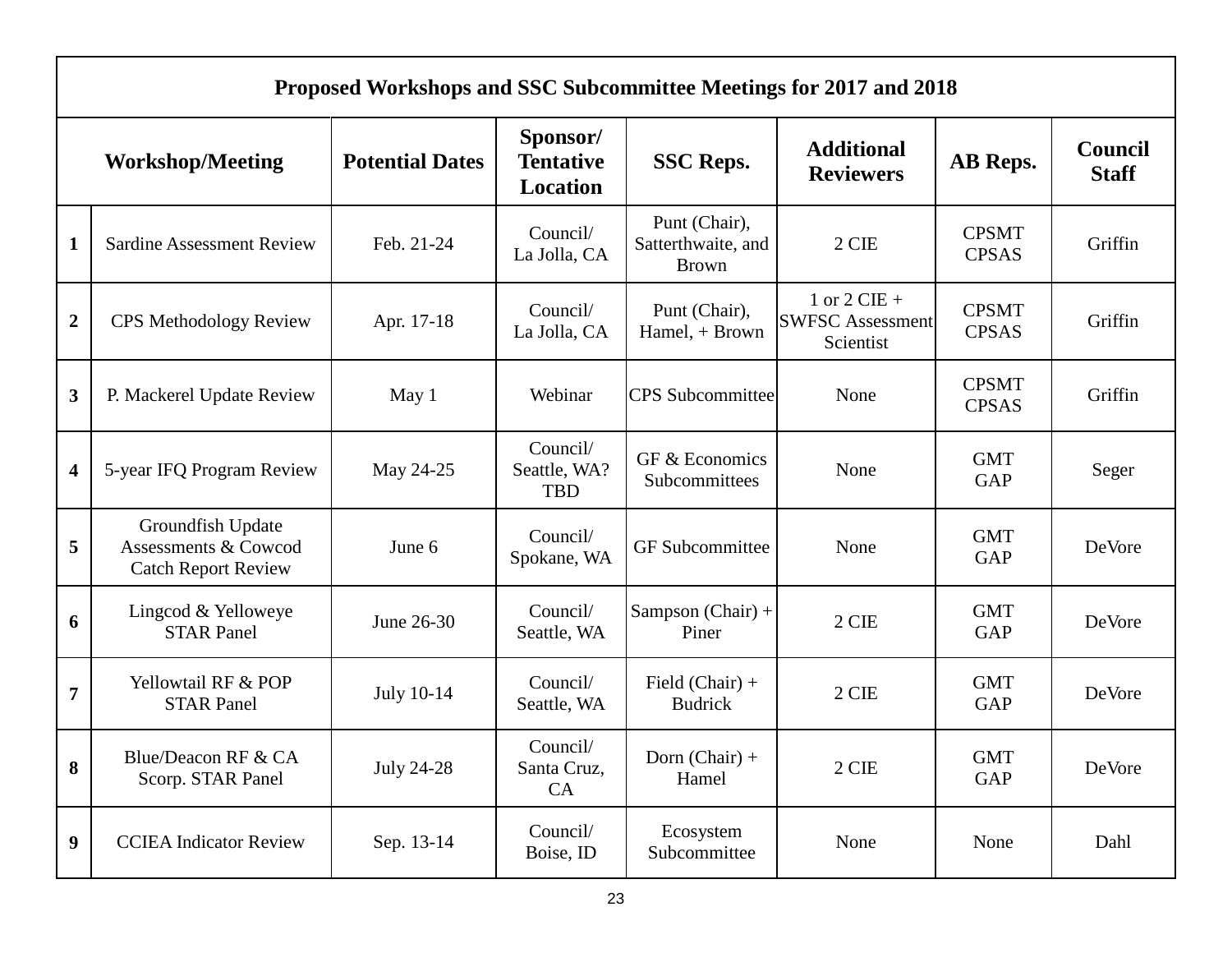| Proposed Workshops and SSC Subcommittee Meetings for 2017 and 2018 | | | | | | | |
|---|---|---|---|---|---|---|---|
| Workshop/Meeting | | Potential Dates | Sponsor/ Tentative Location | SSC Reps. | Additional Reviewers | AB Reps. | Council Staff |
| 1 | Sardine Assessment Review | Feb. 21-24 | Council/ La Jolla, CA | Punt (Chair), Satterthwaite, and Brown | 2 CIE | CPSMT CPSAS | Griffin |
| 2 | CPS Methodology Review | Apr. 17-18 | Council/ La Jolla, CA | Punt (Chair), Hamel, + Brown | 1 or 2 CIE + SWFSC Assessment Scientist | CPSMT CPSAS | Griffin |
| 3 | P. Mackerel Update Review | May 1 | Webinar | CPS Subcommittee | None | CPSMT CPSAS | Griffin |
| 4 | 5-year IFQ Program Review | May 24-25 | Council/ Seattle, WA? TBD | GF & Economics Subcommittees | None | GMT GAP | Seger |
| 5 | Groundfish Update Assessments & Cowcod Catch Report Review | June 6 | Council/ Spokane, WA | GF Subcommittee | None | GMT GAP | DeVore |
| 6 | Lingcod & Yelloweye STAR Panel | June 26-30 | Council/ Seattle, WA | Sampson (Chair) + Piner | 2 CIE | GMT GAP | DeVore |
| 7 | Yellowtail RF & POP STAR Panel | July 10-14 | Council/ Seattle, WA | Field (Chair) + Budrick | 2 CIE | GMT GAP | DeVore |
| 8 | Blue/Deacon RF & CA Scorp. STAR Panel | July 24-28 | Council/ Santa Cruz, CA | Dorn (Chair) + Hamel | 2 CIE | GMT GAP | DeVore |
| 9 | CCIEA Indicator Review | Sep. 13-14 | Council/ Boise, ID | Ecosystem Subcommittee | None | None | Dahl |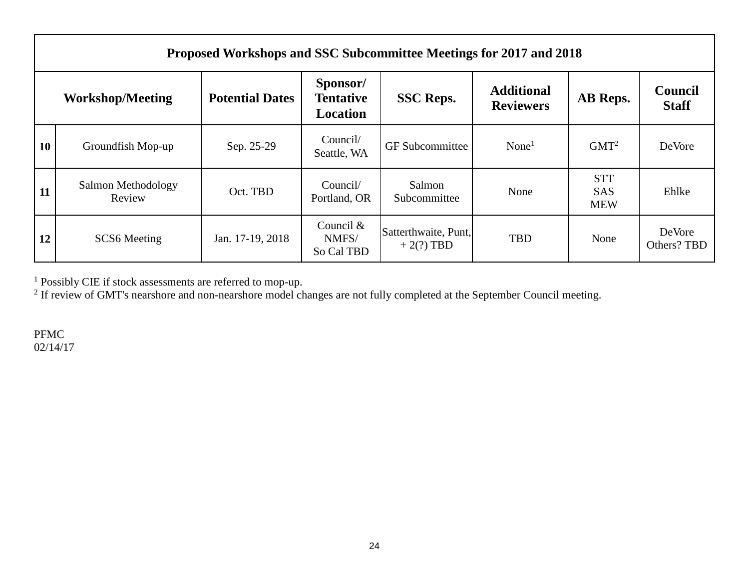| Proposed Workshops and SSC Subcommittee Meetings for 2017 and 2018 | | | | | | | |
|---|---|---|---|---|---|---|---|
| Workshop/Meeting | | Potential Dates | Sponsor/ Tentative Location | SSC Reps. | Additional Reviewers | AB Reps. | Council Staff |
| **10** | Groundfish Mop-up | Sep. 25-29 | Council/ Seattle, WA | GF Subcommittee | None[1] | GMT[2] | DeVore |
| **11** | Salmon Methodology Review | Oct. TBD | Council/ Portland, OR | Salmon Subcommittee | None | STT SAS MEW | Ehlke |
| **12** | SCS6 Meeting | Jan. 17-19, 2018 | Council & NMFS/ So Cal TBD | Satterthwaite, Punt, + 2(?) TBD | TBD | None | DeVore Others? TBD |

[1] Possibly CIE if stock assessments are referred to mop-up.
[2] If review of GMT's nearshore and non-nearshore model changes are not fully completed at the September Council meeting.

PFMC
02/14/17